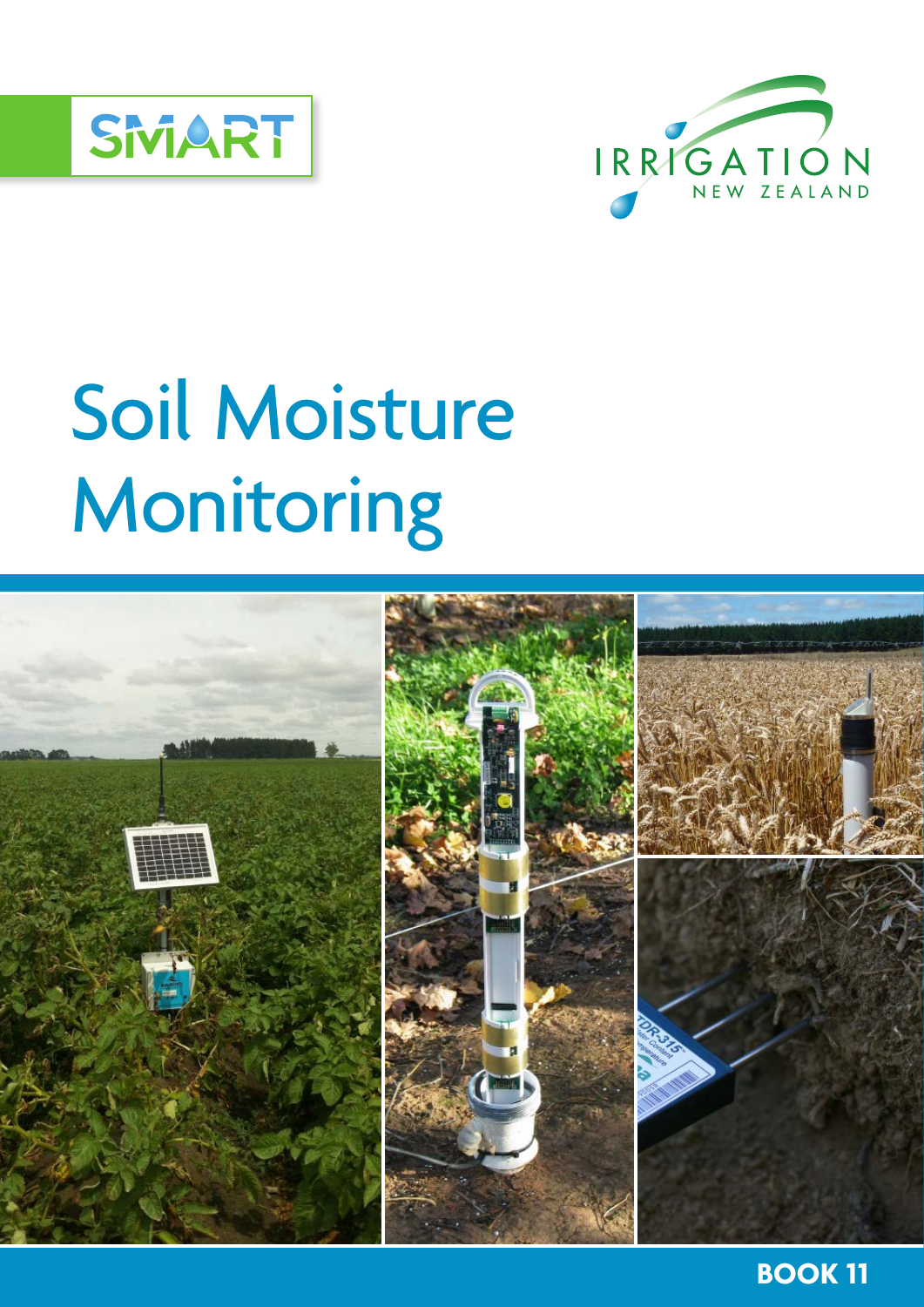SMART

IRRIGATION NEW ZEALAND

# Soil Moisture Monitoring

**BOOK 11**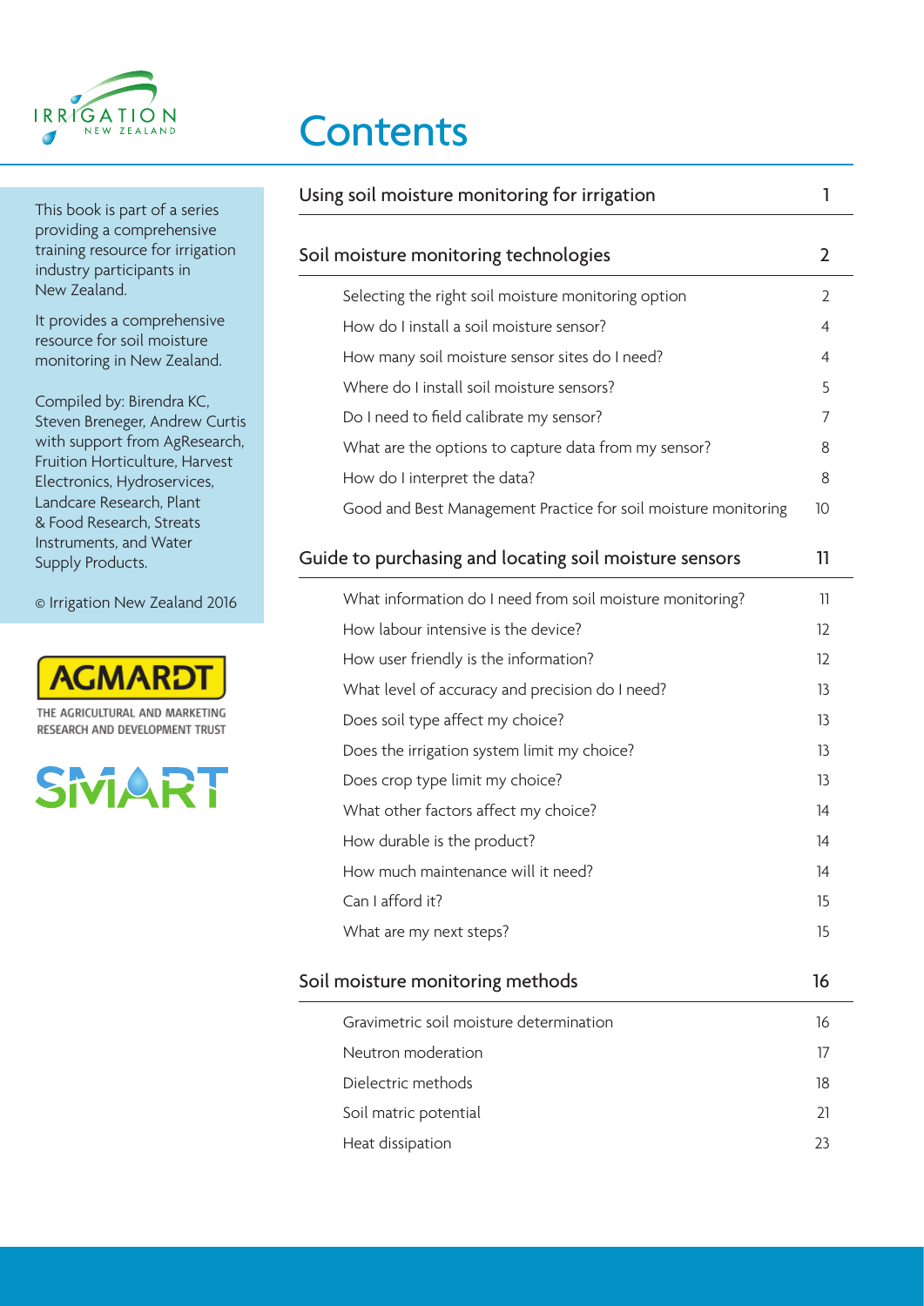# Contents

This book is part of a series providing a comprehensive training resource for irrigation industry participants in New Zealand.

It provides a comprehensive resource for soil moisture monitoring in New Zealand.

Compiled by: Birendra KC, Steven Breneger, Andrew Curtis with support from AgResearch, Fruition Horticulture, Harvest Electronics, Hydroservices, Landcare Research, Plant & Food Research, Streats Instruments, and Water Supply Products.

© Irrigation New Zealand 2016

AGMARDT
THE AGRICULTURAL AND MARKETING RESEARCH AND DEVELOPMENT TRUST

SMART

| | |
|---|---|
| **Using soil moisture monitoring for irrigation** | **1** |
| **Soil moisture monitoring technologies** | **2** |
| Selecting the right soil moisture monitoring option | 2 |
| How do I install a soil moisture sensor? | 4 |
| How many soil moisture sensor sites do I need? | 4 |
| Where do I install soil moisture sensors? | 5 |
| Do I need to field calibrate my sensor? | 7 |
| What are the options to capture data from my sensor? | 8 |
| How do I interpret the data? | 8 |
| Good and Best Management Practice for soil moisture monitoring | 10 |
| **Guide to purchasing and locating soil moisture sensors** | **11** |
| What information do I need from soil moisture monitoring? | 11 |
| How labour intensive is the device? | 12 |
| How user friendly is the information? | 12 |
| What level of accuracy and precision do I need? | 13 |
| Does soil type affect my choice? | 13 |
| Does the irrigation system limit my choice? | 13 |
| Does crop type limit my choice? | 13 |
| What other factors affect my choice? | 14 |
| How durable is the product? | 14 |
| How much maintenance will it need? | 14 |
| Can I afford it? | 15 |
| What are my next steps? | 15 |
| **Soil moisture monitoring methods** | **16** |
| Gravimetric soil moisture determination | 16 |
| Neutron moderation | 17 |
| Dielectric methods | 18 |
| Soil matric potential | 21 |
| Heat dissipation | 23 |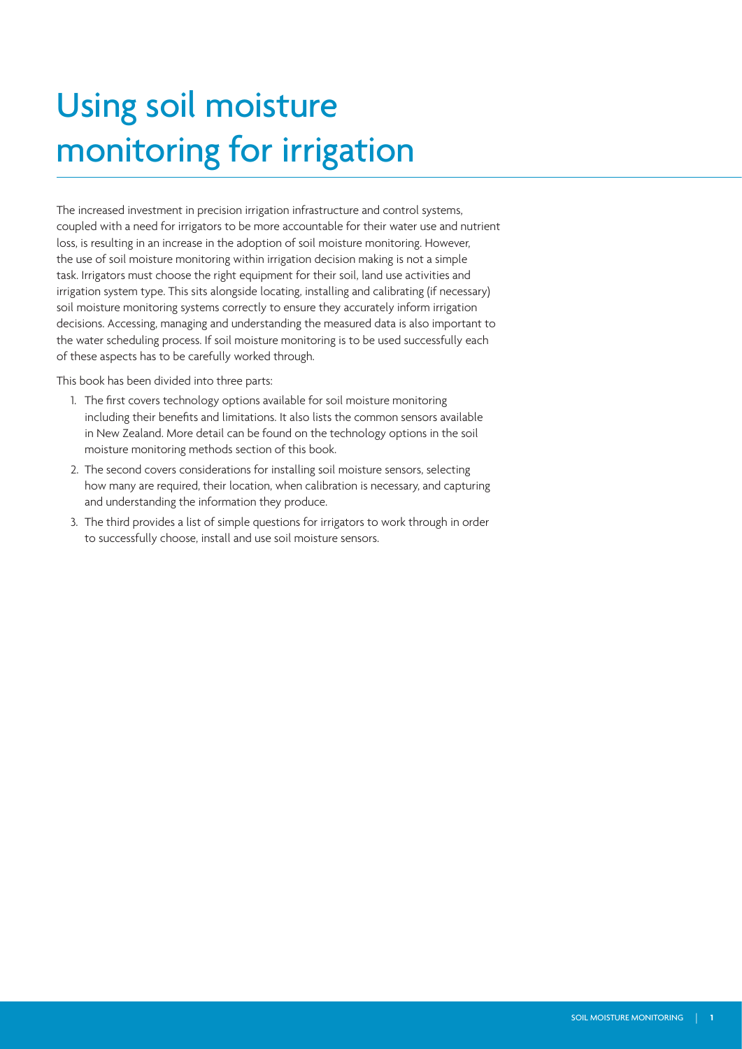# Using soil moisture monitoring for irrigation

The increased investment in precision irrigation infrastructure and control systems, coupled with a need for irrigators to be more accountable for their water use and nutrient loss, is resulting in an increase in the adoption of soil moisture monitoring. However, the use of soil moisture monitoring within irrigation decision making is not a simple task. Irrigators must choose the right equipment for their soil, land use activities and irrigation system type. This sits alongside locating, installing and calibrating (if necessary) soil moisture monitoring systems correctly to ensure they accurately inform irrigation decisions. Accessing, managing and understanding the measured data is also important to the water scheduling process. If soil moisture monitoring is to be used successfully each of these aspects has to be carefully worked through.

This book has been divided into three parts:

1. The first covers technology options available for soil moisture monitoring including their benefits and limitations. It also lists the common sensors available in New Zealand. More detail can be found on the technology options in the soil moisture monitoring methods section of this book.
2. The second covers considerations for installing soil moisture sensors, selecting how many are required, their location, when calibration is necessary, and capturing and understanding the information they produce.
3. The third provides a list of simple questions for irrigators to work through in order to successfully choose, install and use soil moisture sensors.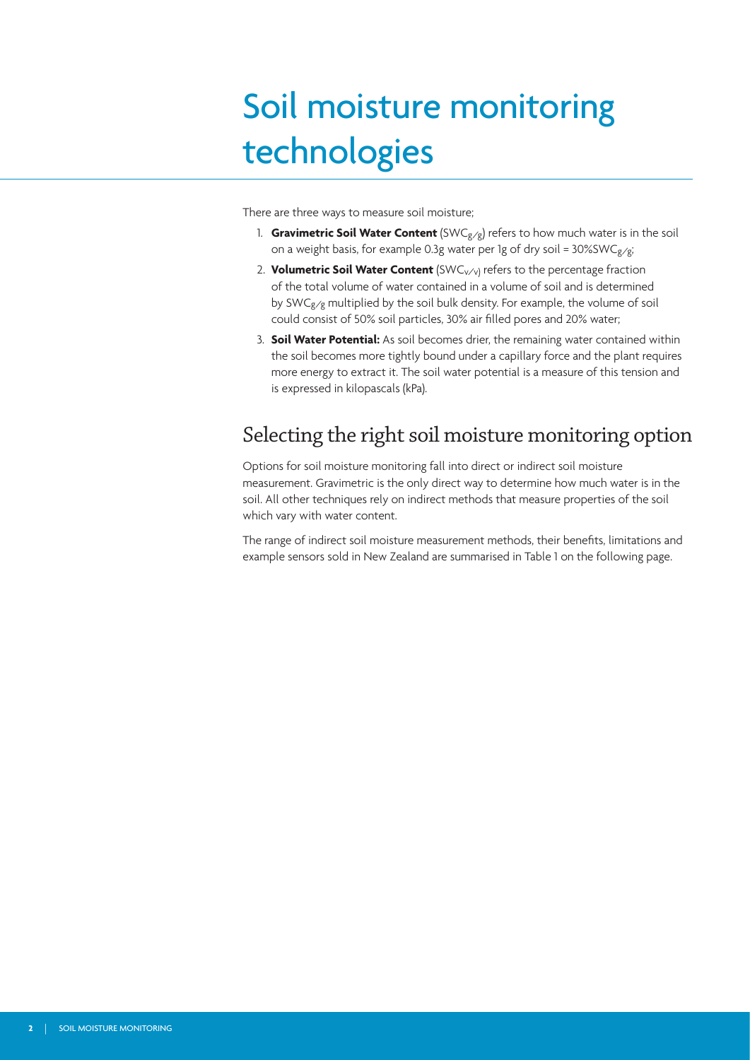# Soil moisture monitoring technologies

There are three ways to measure soil moisture;

1. **Gravimetric Soil Water Content** ($SWC_{g/g}$) refers to how much water is in the soil on a weight basis, for example 0.3g water per 1g of dry soil = 30%$SWC_{g/g}$;
2. **Volumetric Soil Water Content** ($SWC_{v/v}$) refers to the percentage fraction of the total volume of water contained in a volume of soil and is determined by $SWC_{g/g}$ multiplied by the soil bulk density. For example, the volume of soil could consist of 50% soil particles, 30% air filled pores and 20% water;
3. **Soil Water Potential:** As soil becomes drier, the remaining water contained within the soil becomes more tightly bound under a capillary force and the plant requires more energy to extract it. The soil water potential is a measure of this tension and is expressed in kilopascals (kPa).

## Selecting the right soil moisture monitoring option

Options for soil moisture monitoring fall into direct or indirect soil moisture measurement. Gravimetric is the only direct way to determine how much water is in the soil. All other techniques rely on indirect methods that measure properties of the soil which vary with water content.

The range of indirect soil moisture measurement methods, their benefits, limitations and example sensors sold in New Zealand are summarised in Table 1 on the following page.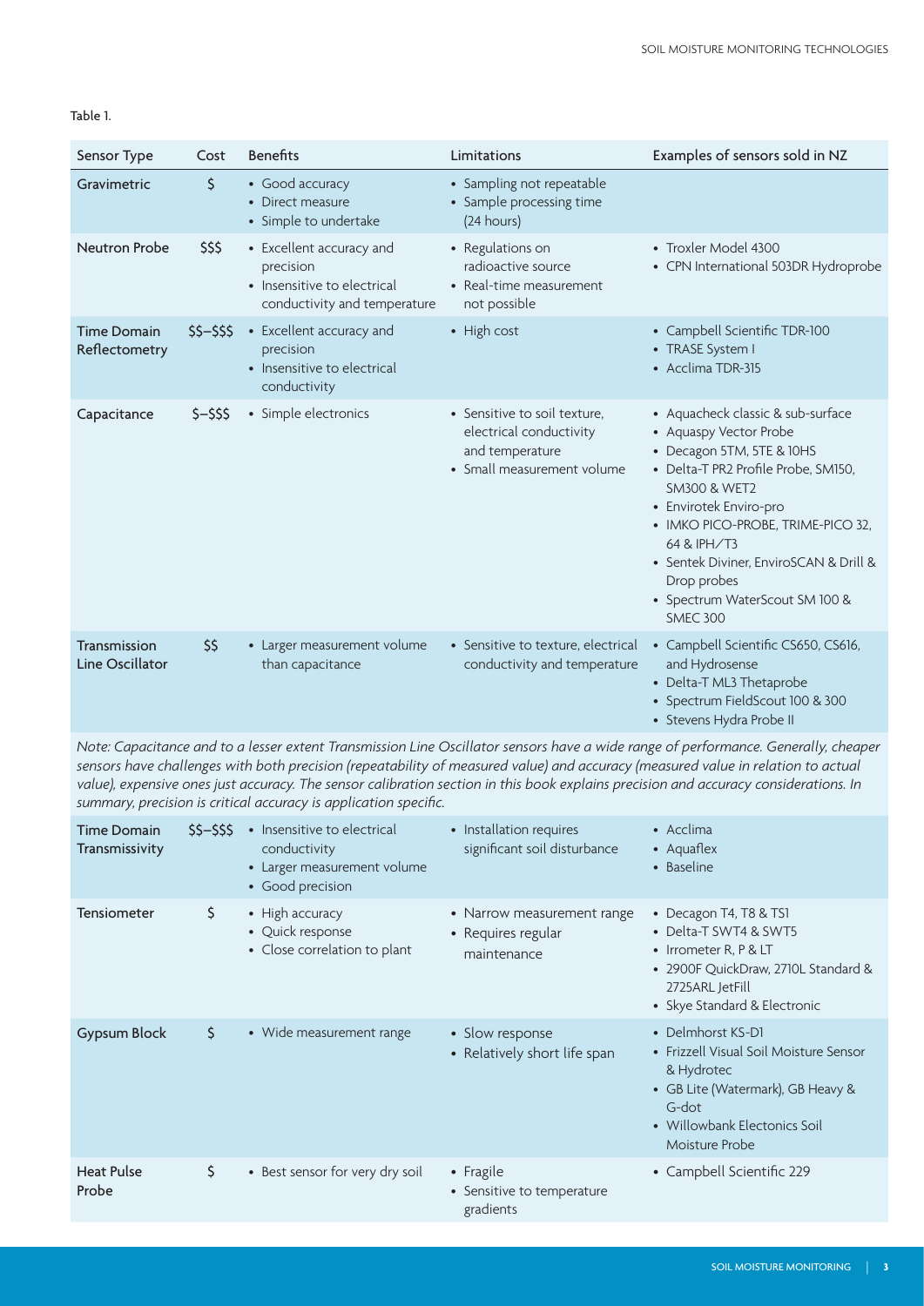Table 1.

| Sensor Type | Cost | Benefits | Limitations | Examples of sensors sold in NZ |
|---|---|---|---|---|
| Gravimetric | $ | • Good accuracy<br>• Direct measure<br>• Simple to undertake | • Sampling not repeatable<br>• Sample processing time (24 hours) | |
| Neutron Probe | $$$ | • Excellent accuracy and precision<br>• Insensitive to electrical conductivity and temperature | • Regulations on radioactive source<br>• Real-time measurement not possible | • Troxler Model 4300<br>• CPN International 503DR Hydroprobe |
| Time Domain Reflectometry | $$–$$$ | • Excellent accuracy and precision<br>• Insensitive to electrical conductivity | • High cost | • Campbell Scientific TDR-100<br>• TRASE System I<br>• Acclima TDR-315 |
| Capacitance | $–$$$ | • Simple electronics | • Sensitive to soil texture, electrical conductivity and temperature<br>• Small measurement volume | • Aquacheck classic & sub-surface<br>• Aquaspy Vector Probe<br>• Decagon 5TM, 5TE & 10HS<br>• Delta-T PR2 Profile Probe, SM150, SM300 & WET2<br>• Envirotek Enviro-pro<br>• IMKO PICO-PROBE, TRIME-PICO 32, 64 & IPH/T3<br>• Sentek Diviner, EnviroSCAN & Drill & Drop probes<br>• Spectrum WaterScout SM 100 & SMEC 300 |
| Transmission Line Oscillator | $$ | • Larger measurement volume than capacitance | • Sensitive to texture, electrical conductivity and temperature | • Campbell Scientific CS650, CS616, and Hydrosense<br>• Delta-T ML3 Thetaprobe<br>• Spectrum FieldScout 100 & 300<br>• Stevens Hydra Probe II |
| *Note: Capacitance and to a lesser extent Transmission Line Oscillator sensors have a wide range of performance. Generally, cheaper sensors have challenges with both precision (repeatability of measured value) and accuracy (measured value in relation to actual value), expensive ones just accuracy. The sensor calibration section in this book explains precision and accuracy considerations. In summary, precision is critical accuracy is application specific.* | | | | |
| Time Domain Transmissivity | $$–$$$ | • Insensitive to electrical conductivity<br>• Larger measurement volume<br>• Good precision | • Installation requires significant soil disturbance | • Acclima<br>• Aquaflex<br>• Baseline |
| Tensiometer | $ | • High accuracy<br>• Quick response<br>• Close correlation to plant | • Narrow measurement range<br>• Requires regular maintenance | • Decagon T4, T8 & TS1<br>• Delta-T SWT4 & SWT5<br>• Irrometer R, P & LT<br>• 2900F QuickDraw, 2710L Standard & 2725ARL JetFill<br>• Skye Standard & Electronic |
| Gypsum Block | $ | • Wide measurement range | • Slow response<br>• Relatively short life span | • Delmhorst KS-D1<br>• Frizzell Visual Soil Moisture Sensor & Hydrotec<br>• GB Lite (Watermark), GB Heavy & G-dot<br>• Willowbank Electonics Soil Moisture Probe |
| Heat Pulse Probe | $ | • Best sensor for very dry soil | • Fragile<br>• Sensitive to temperature gradients | • Campbell Scientific 229 |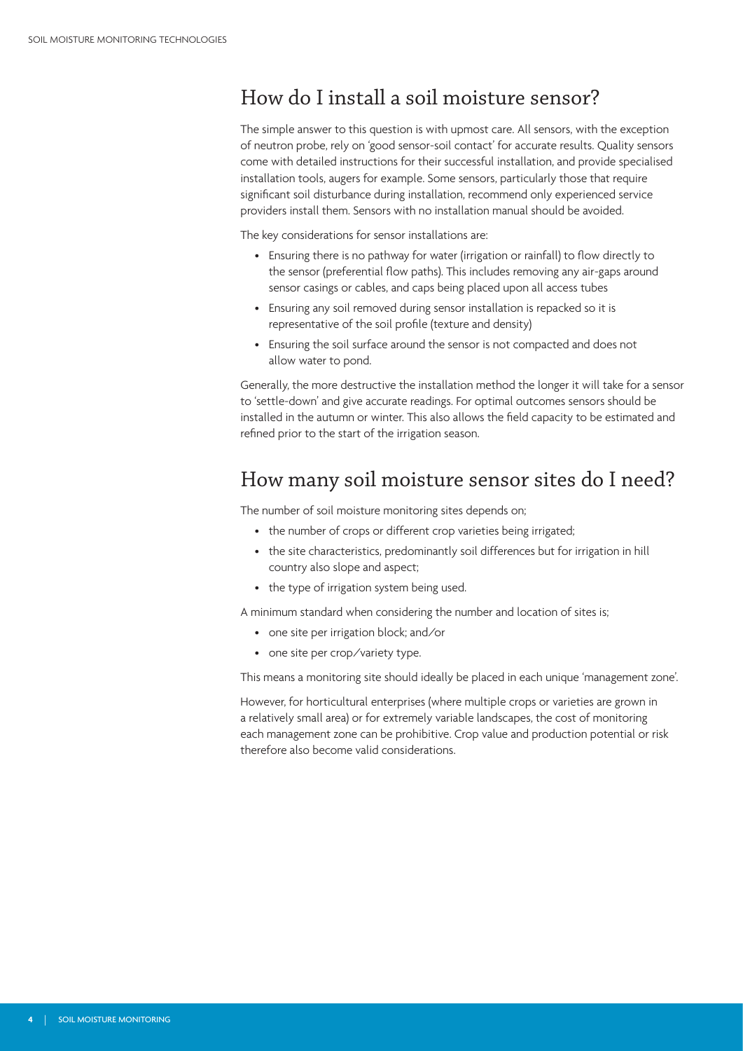## How do I install a soil moisture sensor?

The simple answer to this question is with upmost care. All sensors, with the exception of neutron probe, rely on 'good sensor-soil contact' for accurate results. Quality sensors come with detailed instructions for their successful installation, and provide specialised installation tools, augers for example. Some sensors, particularly those that require significant soil disturbance during installation, recommend only experienced service providers install them. Sensors with no installation manual should be avoided.

The key considerations for sensor installations are:

- Ensuring there is no pathway for water (irrigation or rainfall) to flow directly to the sensor (preferential flow paths). This includes removing any air-gaps around sensor casings or cables, and caps being placed upon all access tubes
- Ensuring any soil removed during sensor installation is repacked so it is representative of the soil profile (texture and density)
- Ensuring the soil surface around the sensor is not compacted and does not allow water to pond.

Generally, the more destructive the installation method the longer it will take for a sensor to 'settle-down' and give accurate readings. For optimal outcomes sensors should be installed in the autumn or winter. This also allows the field capacity to be estimated and refined prior to the start of the irrigation season.

## How many soil moisture sensor sites do I need?

The number of soil moisture monitoring sites depends on;

- the number of crops or different crop varieties being irrigated;
- the site characteristics, predominantly soil differences but for irrigation in hill country also slope and aspect;
- the type of irrigation system being used.

A minimum standard when considering the number and location of sites is;

- one site per irrigation block; and/or
- one site per crop/variety type.

This means a monitoring site should ideally be placed in each unique 'management zone'.

However, for horticultural enterprises (where multiple crops or varieties are grown in a relatively small area) or for extremely variable landscapes, the cost of monitoring each management zone can be prohibitive. Crop value and production potential or risk therefore also become valid considerations.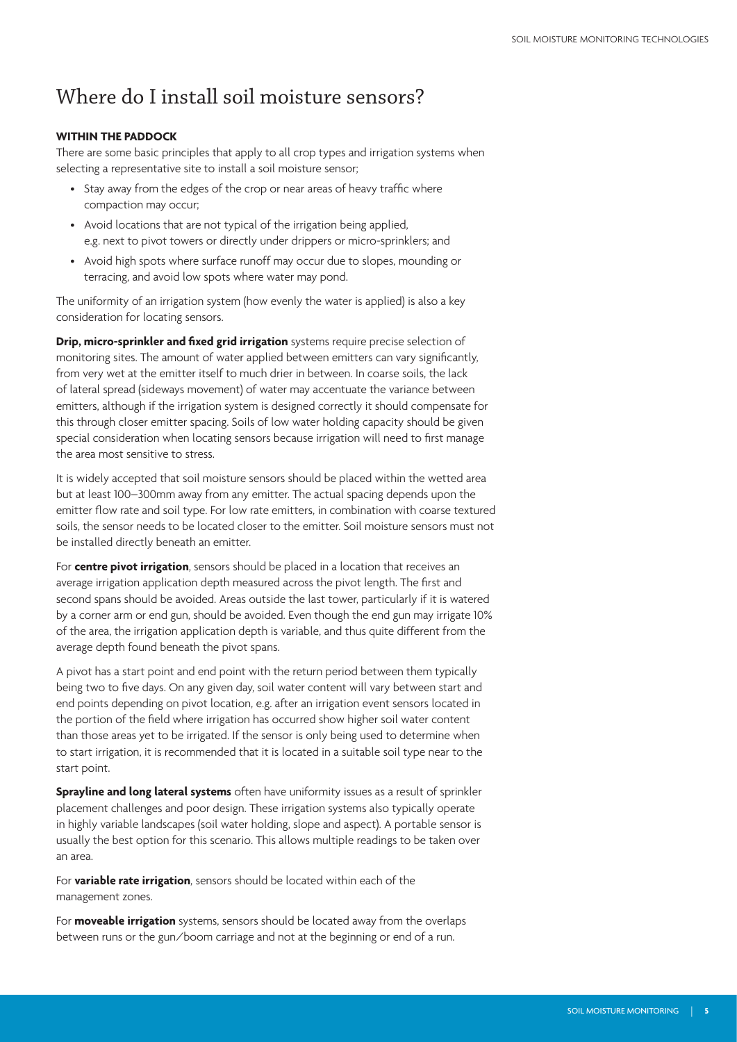# Where do I install soil moisture sensors?

**WITHIN THE PADDOCK**

There are some basic principles that apply to all crop types and irrigation systems when selecting a representative site to install a soil moisture sensor;

- Stay away from the edges of the crop or near areas of heavy traffic where compaction may occur;
- Avoid locations that are not typical of the irrigation being applied, e.g. next to pivot towers or directly under drippers or micro-sprinklers; and
- Avoid high spots where surface runoff may occur due to slopes, mounding or terracing, and avoid low spots where water may pond.

The uniformity of an irrigation system (how evenly the water is applied) is also a key consideration for locating sensors.

**Drip, micro-sprinkler and fixed grid irrigation** systems require precise selection of monitoring sites. The amount of water applied between emitters can vary significantly, from very wet at the emitter itself to much drier in between. In coarse soils, the lack of lateral spread (sideways movement) of water may accentuate the variance between emitters, although if the irrigation system is designed correctly it should compensate for this through closer emitter spacing. Soils of low water holding capacity should be given special consideration when locating sensors because irrigation will need to first manage the area most sensitive to stress.

It is widely accepted that soil moisture sensors should be placed within the wetted area but at least 100–300mm away from any emitter. The actual spacing depends upon the emitter flow rate and soil type. For low rate emitters, in combination with coarse textured soils, the sensor needs to be located closer to the emitter. Soil moisture sensors must not be installed directly beneath an emitter.

For **centre pivot irrigation**, sensors should be placed in a location that receives an average irrigation application depth measured across the pivot length. The first and second spans should be avoided. Areas outside the last tower, particularly if it is watered by a corner arm or end gun, should be avoided. Even though the end gun may irrigate 10% of the area, the irrigation application depth is variable, and thus quite different from the average depth found beneath the pivot spans.

A pivot has a start point and end point with the return period between them typically being two to five days. On any given day, soil water content will vary between start and end points depending on pivot location, e.g. after an irrigation event sensors located in the portion of the field where irrigation has occurred show higher soil water content than those areas yet to be irrigated. If the sensor is only being used to determine when to start irrigation, it is recommended that it is located in a suitable soil type near to the start point.

**Sprayline and long lateral systems** often have uniformity issues as a result of sprinkler placement challenges and poor design. These irrigation systems also typically operate in highly variable landscapes (soil water holding, slope and aspect). A portable sensor is usually the best option for this scenario. This allows multiple readings to be taken over an area.

For **variable rate irrigation**, sensors should be located within each of the management zones.

For **moveable irrigation** systems, sensors should be located away from the overlaps between runs or the gun/boom carriage and not at the beginning or end of a run.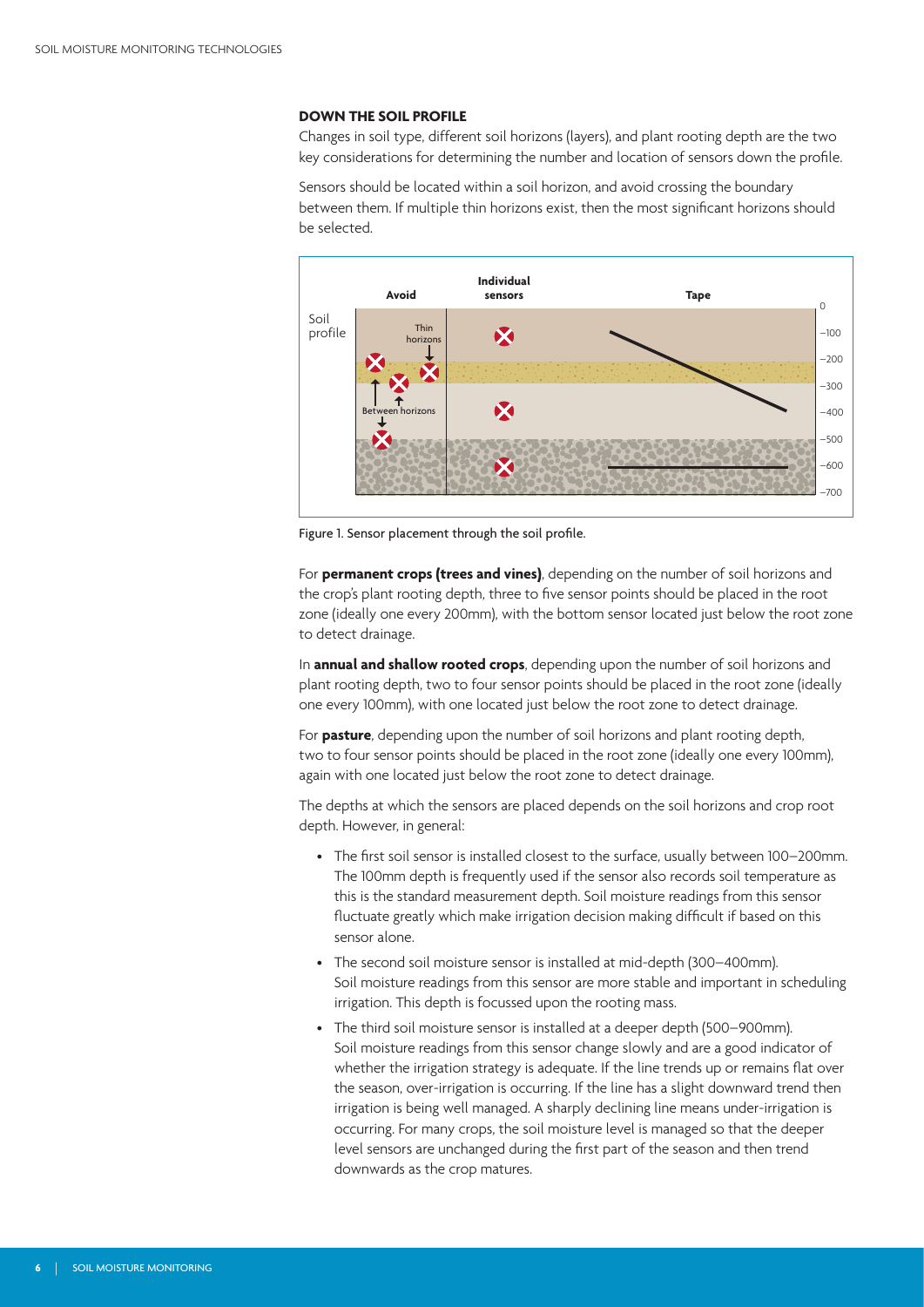### DOWN THE SOIL PROFILE

Changes in soil type, different soil horizons (layers), and plant rooting depth are the two key considerations for determining the number and location of sensors down the profile.

Sensors should be located within a soil horizon, and avoid crossing the boundary between them. If multiple thin horizons exist, then the most significant horizons should be selected.

Figure 1. Sensor placement through the soil profile.

For **permanent crops (trees and vines)**, depending on the number of soil horizons and the crop's plant rooting depth, three to five sensor points should be placed in the root zone (ideally one every 200mm), with the bottom sensor located just below the root zone to detect drainage.

In **annual and shallow rooted crops**, depending upon the number of soil horizons and plant rooting depth, two to four sensor points should be placed in the root zone (ideally one every 100mm), with one located just below the root zone to detect drainage.

For **pasture**, depending upon the number of soil horizons and plant rooting depth, two to four sensor points should be placed in the root zone (ideally one every 100mm), again with one located just below the root zone to detect drainage.

The depths at which the sensors are placed depends on the soil horizons and crop root depth. However, in general:

- The first soil sensor is installed closest to the surface, usually between 100–200mm. The 100mm depth is frequently used if the sensor also records soil temperature as this is the standard measurement depth. Soil moisture readings from this sensor fluctuate greatly which make irrigation decision making difficult if based on this sensor alone.
- The second soil moisture sensor is installed at mid-depth (300–400mm). Soil moisture readings from this sensor are more stable and important in scheduling irrigation. This depth is focussed upon the rooting mass.
- The third soil moisture sensor is installed at a deeper depth (500–900mm). Soil moisture readings from this sensor change slowly and are a good indicator of whether the irrigation strategy is adequate. If the line trends up or remains flat over the season, over-irrigation is occurring. If the line has a slight downward trend then irrigation is being well managed. A sharply declining line means under-irrigation is occurring. For many crops, the soil moisture level is managed so that the deeper level sensors are unchanged during the first part of the season and then trend downwards as the crop matures.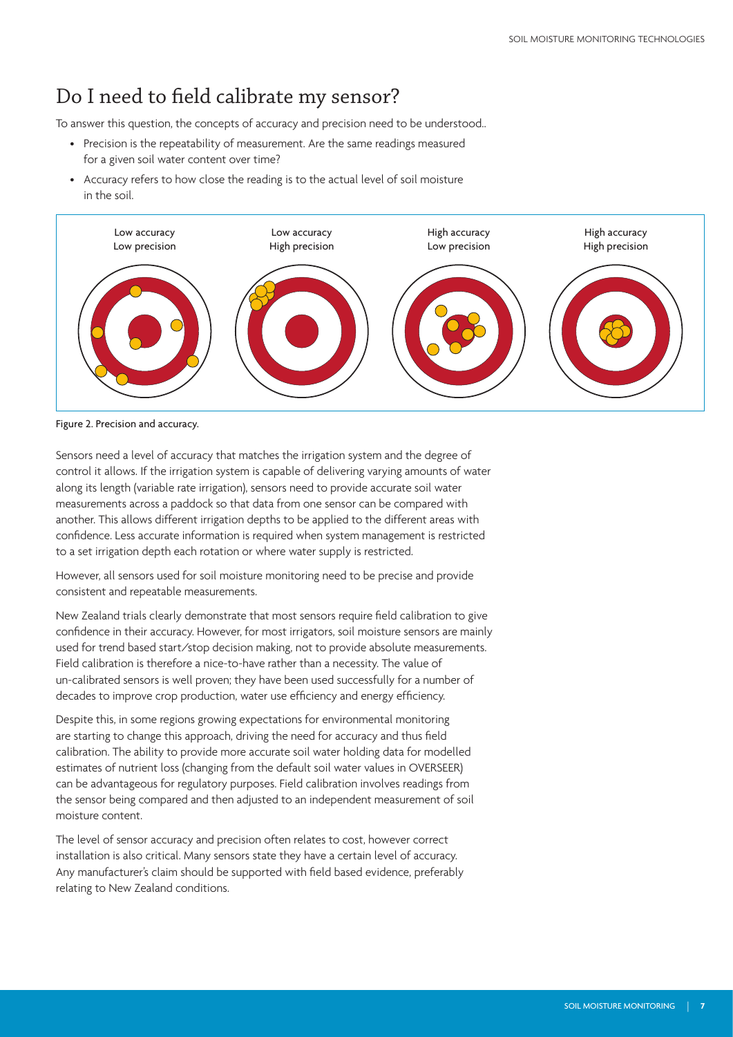# Do I need to field calibrate my sensor?

To answer this question, the concepts of accuracy and precision need to be understood..

- Precision is the repeatability of measurement. Are the same readings measured for a given soil water content over time?
- Accuracy refers to how close the reading is to the actual level of soil moisture in the soil.

Low accuracy Low precision | Low accuracy High precision | High accuracy Low precision | High accuracy High precision

Figure 2. Precision and accuracy.

Sensors need a level of accuracy that matches the irrigation system and the degree of control it allows. If the irrigation system is capable of delivering varying amounts of water along its length (variable rate irrigation), sensors need to provide accurate soil water measurements across a paddock so that data from one sensor can be compared with another. This allows different irrigation depths to be applied to the different areas with confidence. Less accurate information is required when system management is restricted to a set irrigation depth each rotation or where water supply is restricted.

However, all sensors used for soil moisture monitoring need to be precise and provide consistent and repeatable measurements.

New Zealand trials clearly demonstrate that most sensors require field calibration to give confidence in their accuracy. However, for most irrigators, soil moisture sensors are mainly used for trend based start/stop decision making, not to provide absolute measurements. Field calibration is therefore a nice-to-have rather than a necessity. The value of un-calibrated sensors is well proven; they have been used successfully for a number of decades to improve crop production, water use efficiency and energy efficiency.

Despite this, in some regions growing expectations for environmental monitoring are starting to change this approach, driving the need for accuracy and thus field calibration. The ability to provide more accurate soil water holding data for modelled estimates of nutrient loss (changing from the default soil water values in OVERSEER) can be advantageous for regulatory purposes. Field calibration involves readings from the sensor being compared and then adjusted to an independent measurement of soil moisture content.

The level of sensor accuracy and precision often relates to cost, however correct installation is also critical. Many sensors state they have a certain level of accuracy. Any manufacturer's claim should be supported with field based evidence, preferably relating to New Zealand conditions.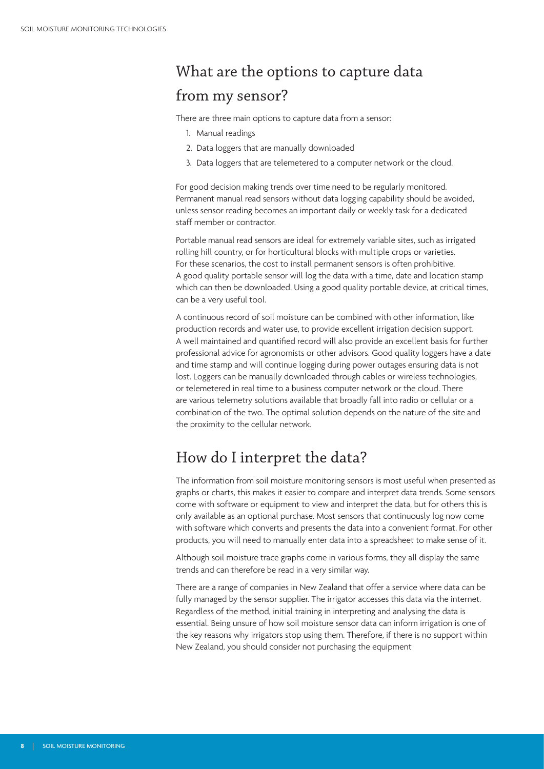## What are the options to capture data from my sensor?

There are three main options to capture data from a sensor:

1. Manual readings
2. Data loggers that are manually downloaded
3. Data loggers that are telemetered to a computer network or the cloud.

For good decision making trends over time need to be regularly monitored. Permanent manual read sensors without data logging capability should be avoided, unless sensor reading becomes an important daily or weekly task for a dedicated staff member or contractor.

Portable manual read sensors are ideal for extremely variable sites, such as irrigated rolling hill country, or for horticultural blocks with multiple crops or varieties. For these scenarios, the cost to install permanent sensors is often prohibitive. A good quality portable sensor will log the data with a time, date and location stamp which can then be downloaded. Using a good quality portable device, at critical times, can be a very useful tool.

A continuous record of soil moisture can be combined with other information, like production records and water use, to provide excellent irrigation decision support. A well maintained and quantified record will also provide an excellent basis for further professional advice for agronomists or other advisors. Good quality loggers have a date and time stamp and will continue logging during power outages ensuring data is not lost. Loggers can be manually downloaded through cables or wireless technologies, or telemetered in real time to a business computer network or the cloud. There are various telemetry solutions available that broadly fall into radio or cellular or a combination of the two. The optimal solution depends on the nature of the site and the proximity to the cellular network.

## How do I interpret the data?

The information from soil moisture monitoring sensors is most useful when presented as graphs or charts, this makes it easier to compare and interpret data trends. Some sensors come with software or equipment to view and interpret the data, but for others this is only available as an optional purchase. Most sensors that continuously log now come with software which converts and presents the data into a convenient format. For other products, you will need to manually enter data into a spreadsheet to make sense of it.

Although soil moisture trace graphs come in various forms, they all display the same trends and can therefore be read in a very similar way.

There are a range of companies in New Zealand that offer a service where data can be fully managed by the sensor supplier. The irrigator accesses this data via the internet. Regardless of the method, initial training in interpreting and analysing the data is essential. Being unsure of how soil moisture sensor data can inform irrigation is one of the key reasons why irrigators stop using them. Therefore, if there is no support within New Zealand, you should consider not purchasing the equipment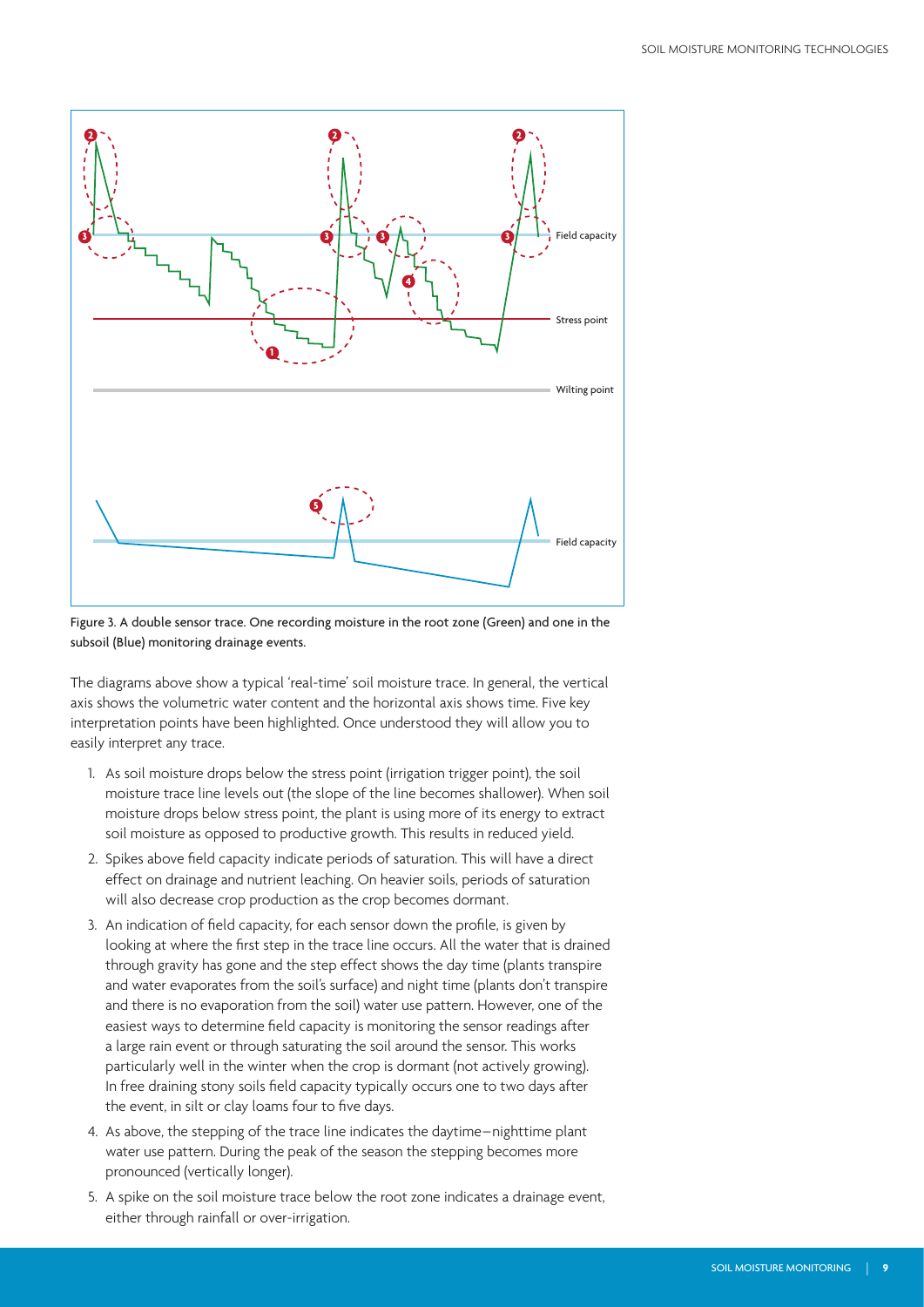Figure 3. A double sensor trace. One recording moisture in the root zone (Green) and one in the subsoil (Blue) monitoring drainage events.

The diagrams above show a typical 'real-time' soil moisture trace. In general, the vertical axis shows the volumetric water content and the horizontal axis shows time. Five key interpretation points have been highlighted. Once understood they will allow you to easily interpret any trace.

1. As soil moisture drops below the stress point (irrigation trigger point), the soil moisture trace line levels out (the slope of the line becomes shallower). When soil moisture drops below stress point, the plant is using more of its energy to extract soil moisture as opposed to productive growth. This results in reduced yield.
2. Spikes above field capacity indicate periods of saturation. This will have a direct effect on drainage and nutrient leaching. On heavier soils, periods of saturation will also decrease crop production as the crop becomes dormant.
3. An indication of field capacity, for each sensor down the profile, is given by looking at where the first step in the trace line occurs. All the water that is drained through gravity has gone and the step effect shows the day time (plants transpire and water evaporates from the soil's surface) and night time (plants don't transpire and there is no evaporation from the soil) water use pattern. However, one of the easiest ways to determine field capacity is monitoring the sensor readings after a large rain event or through saturating the soil around the sensor. This works particularly well in the winter when the crop is dormant (not actively growing). In free draining stony soils field capacity typically occurs one to two days after the event, in silt or clay loams four to five days.
4. As above, the stepping of the trace line indicates the daytime–nighttime plant water use pattern. During the peak of the season the stepping becomes more pronounced (vertically longer).
5. A spike on the soil moisture trace below the root zone indicates a drainage event, either through rainfall or over-irrigation.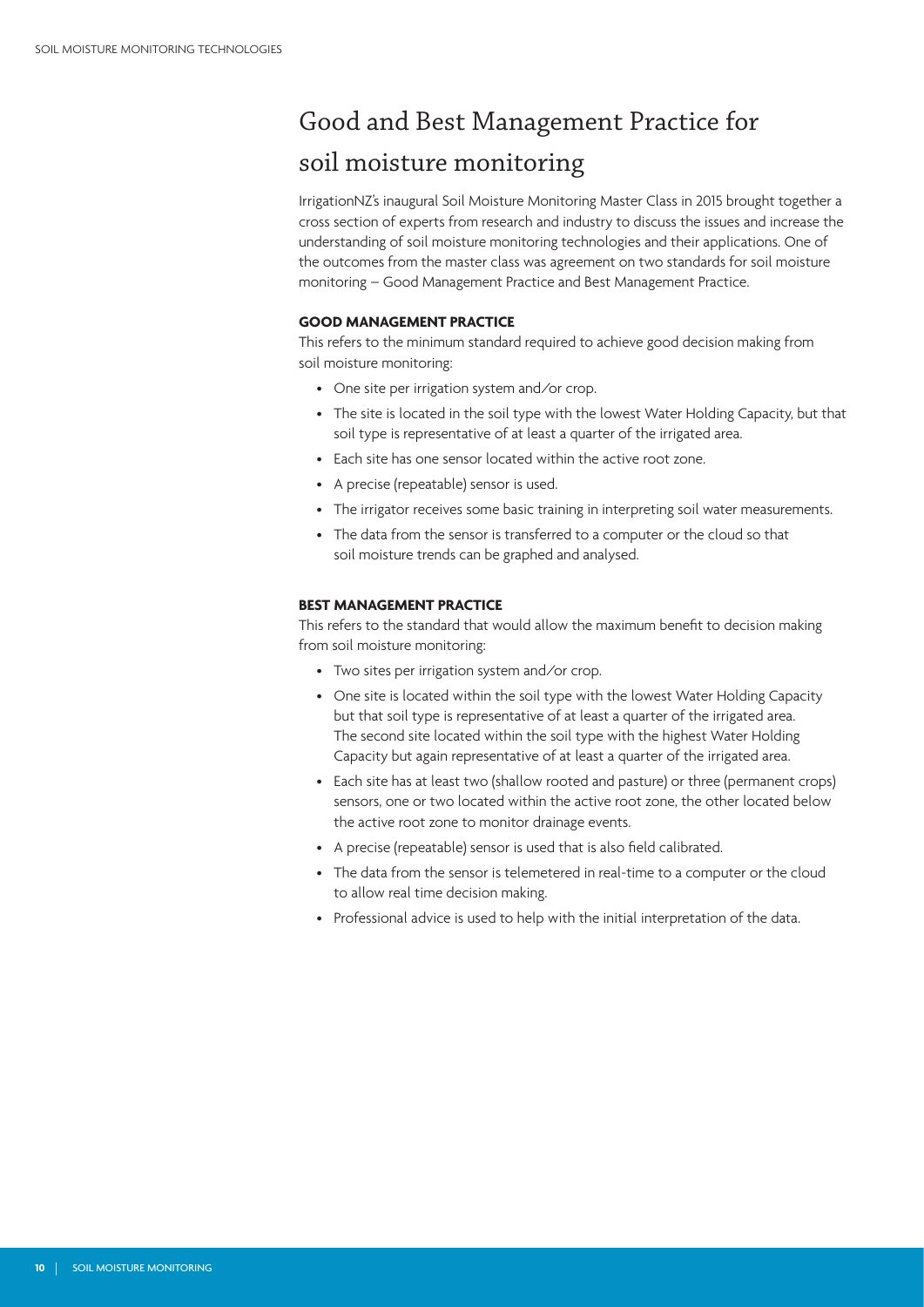# Good and Best Management Practice for soil moisture monitoring

IrrigationNZ's inaugural Soil Moisture Monitoring Master Class in 2015 brought together a cross section of experts from research and industry to discuss the issues and increase the understanding of soil moisture monitoring technologies and their applications. One of the outcomes from the master class was agreement on two standards for soil moisture monitoring – Good Management Practice and Best Management Practice.

### GOOD MANAGEMENT PRACTICE

This refers to the minimum standard required to achieve good decision making from soil moisture monitoring:

- One site per irrigation system and/or crop.
- The site is located in the soil type with the lowest Water Holding Capacity, but that soil type is representative of at least a quarter of the irrigated area.
- Each site has one sensor located within the active root zone.
- A precise (repeatable) sensor is used.
- The irrigator receives some basic training in interpreting soil water measurements.
- The data from the sensor is transferred to a computer or the cloud so that soil moisture trends can be graphed and analysed.

### BEST MANAGEMENT PRACTICE

This refers to the standard that would allow the maximum benefit to decision making from soil moisture monitoring:

- Two sites per irrigation system and/or crop.
- One site is located within the soil type with the lowest Water Holding Capacity but that soil type is representative of at least a quarter of the irrigated area. The second site located within the soil type with the highest Water Holding Capacity but again representative of at least a quarter of the irrigated area.
- Each site has at least two (shallow rooted and pasture) or three (permanent crops) sensors, one or two located within the active root zone, the other located below the active root zone to monitor drainage events.
- A precise (repeatable) sensor is used that is also field calibrated.
- The data from the sensor is telemetered in real-time to a computer or the cloud to allow real time decision making.
- Professional advice is used to help with the initial interpretation of the data.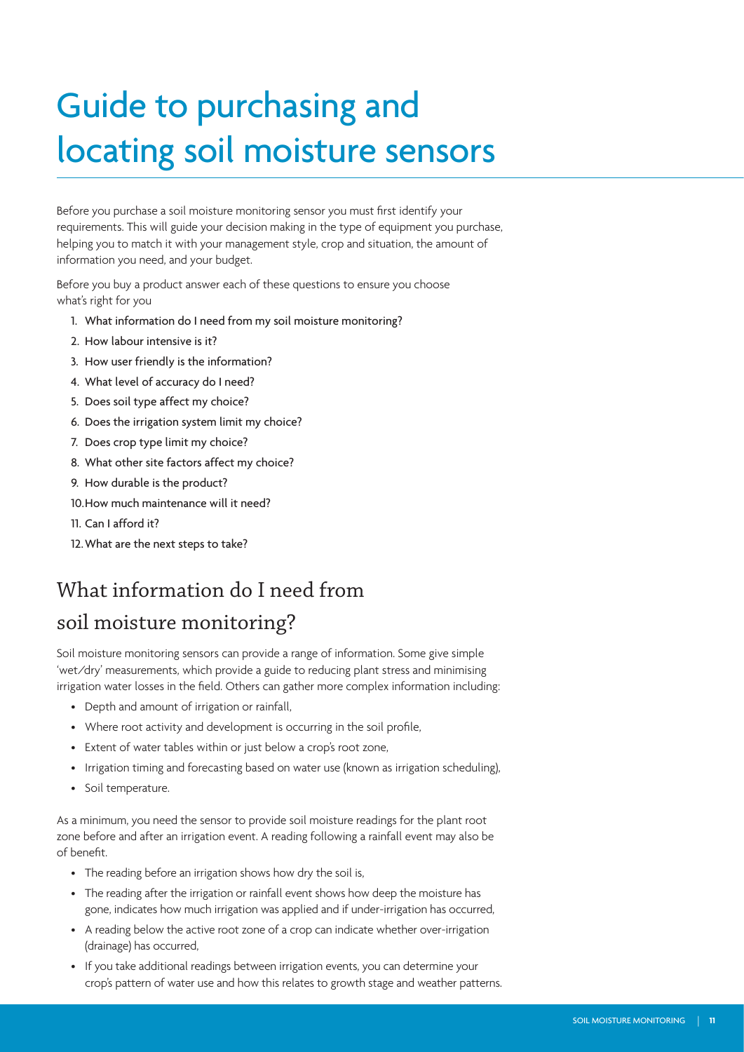# Guide to purchasing and locating soil moisture sensors

Before you purchase a soil moisture monitoring sensor you must first identify your requirements. This will guide your decision making in the type of equipment you purchase, helping you to match it with your management style, crop and situation, the amount of information you need, and your budget.

Before you buy a product answer each of these questions to ensure you choose what's right for you

1. What information do I need from my soil moisture monitoring?
2. How labour intensive is it?
3. How user friendly is the information?
4. What level of accuracy do I need?
5. Does soil type affect my choice?
6. Does the irrigation system limit my choice?
7. Does crop type limit my choice?
8. What other site factors affect my choice?
9. How durable is the product?
10. How much maintenance will it need?
11. Can I afford it?
12. What are the next steps to take?

## What information do I need from soil moisture monitoring?

Soil moisture monitoring sensors can provide a range of information. Some give simple 'wet/dry' measurements, which provide a guide to reducing plant stress and minimising irrigation water losses in the field. Others can gather more complex information including:

- Depth and amount of irrigation or rainfall,
- Where root activity and development is occurring in the soil profile,
- Extent of water tables within or just below a crop's root zone,
- Irrigation timing and forecasting based on water use (known as irrigation scheduling),
- Soil temperature.

As a minimum, you need the sensor to provide soil moisture readings for the plant root zone before and after an irrigation event. A reading following a rainfall event may also be of benefit.

- The reading before an irrigation shows how dry the soil is,
- The reading after the irrigation or rainfall event shows how deep the moisture has gone, indicates how much irrigation was applied and if under-irrigation has occurred,
- A reading below the active root zone of a crop can indicate whether over-irrigation (drainage) has occurred,
- If you take additional readings between irrigation events, you can determine your crop's pattern of water use and how this relates to growth stage and weather patterns.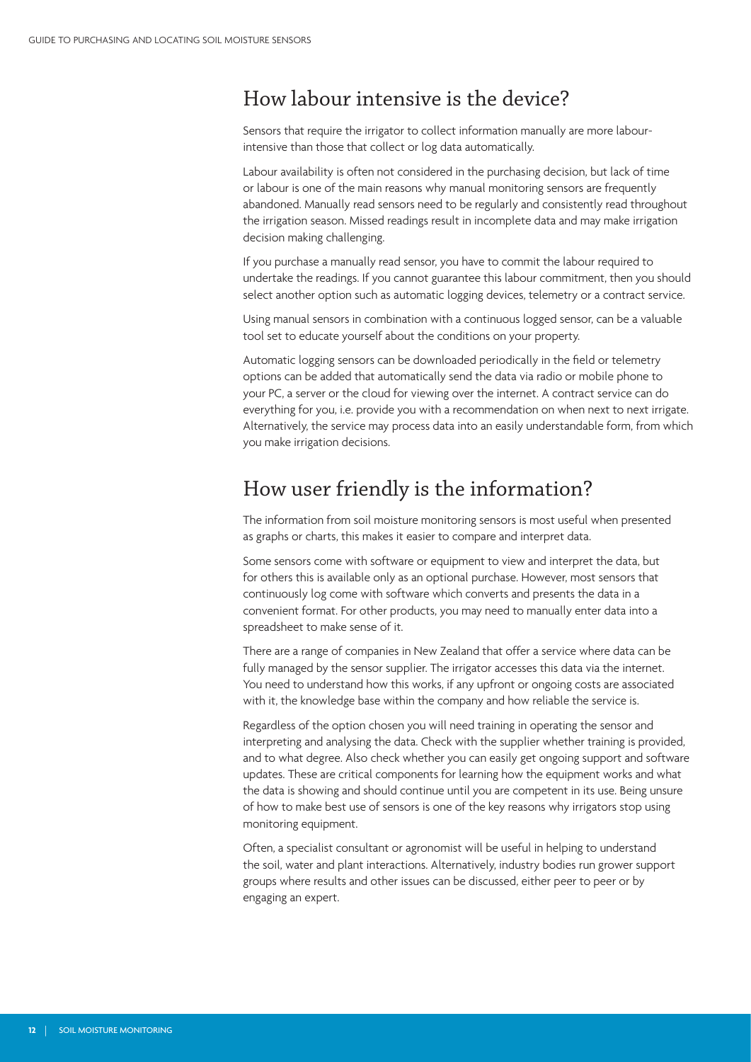## How labour intensive is the device?

Sensors that require the irrigator to collect information manually are more labour-intensive than those that collect or log data automatically.

Labour availability is often not considered in the purchasing decision, but lack of time or labour is one of the main reasons why manual monitoring sensors are frequently abandoned. Manually read sensors need to be regularly and consistently read throughout the irrigation season. Missed readings result in incomplete data and may make irrigation decision making challenging.

If you purchase a manually read sensor, you have to commit the labour required to undertake the readings. If you cannot guarantee this labour commitment, then you should select another option such as automatic logging devices, telemetry or a contract service.

Using manual sensors in combination with a continuous logged sensor, can be a valuable tool set to educate yourself about the conditions on your property.

Automatic logging sensors can be downloaded periodically in the field or telemetry options can be added that automatically send the data via radio or mobile phone to your PC, a server or the cloud for viewing over the internet. A contract service can do everything for you, i.e. provide you with a recommendation on when next to next irrigate. Alternatively, the service may process data into an easily understandable form, from which you make irrigation decisions.

## How user friendly is the information?

The information from soil moisture monitoring sensors is most useful when presented as graphs or charts, this makes it easier to compare and interpret data.

Some sensors come with software or equipment to view and interpret the data, but for others this is available only as an optional purchase. However, most sensors that continuously log come with software which converts and presents the data in a convenient format. For other products, you may need to manually enter data into a spreadsheet to make sense of it.

There are a range of companies in New Zealand that offer a service where data can be fully managed by the sensor supplier. The irrigator accesses this data via the internet. You need to understand how this works, if any upfront or ongoing costs are associated with it, the knowledge base within the company and how reliable the service is.

Regardless of the option chosen you will need training in operating the sensor and interpreting and analysing the data. Check with the supplier whether training is provided, and to what degree. Also check whether you can easily get ongoing support and software updates. These are critical components for learning how the equipment works and what the data is showing and should continue until you are competent in its use. Being unsure of how to make best use of sensors is one of the key reasons why irrigators stop using monitoring equipment.

Often, a specialist consultant or agronomist will be useful in helping to understand the soil, water and plant interactions. Alternatively, industry bodies run grower support groups where results and other issues can be discussed, either peer to peer or by engaging an expert.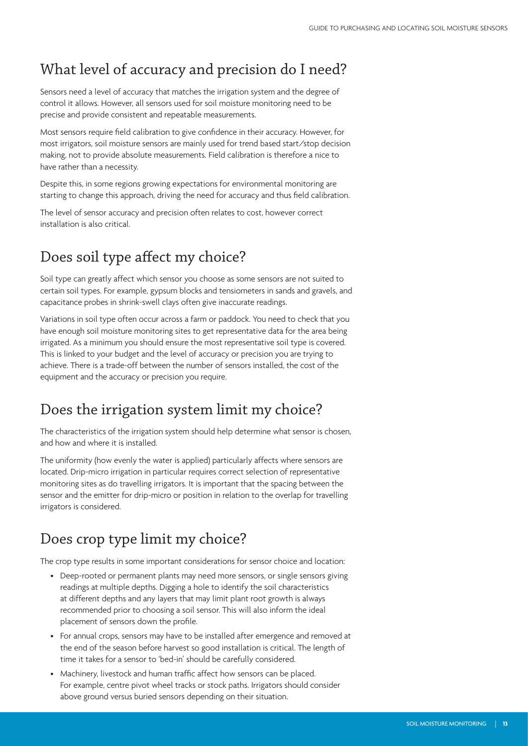## What level of accuracy and precision do I need?

Sensors need a level of accuracy that matches the irrigation system and the degree of control it allows. However, all sensors used for soil moisture monitoring need to be precise and provide consistent and repeatable measurements.

Most sensors require field calibration to give confidence in their accuracy. However, for most irrigators, soil moisture sensors are mainly used for trend based start/stop decision making, not to provide absolute measurements. Field calibration is therefore a nice to have rather than a necessity.

Despite this, in some regions growing expectations for environmental monitoring are starting to change this approach, driving the need for accuracy and thus field calibration.

The level of sensor accuracy and precision often relates to cost, however correct installation is also critical.

## Does soil type affect my choice?

Soil type can greatly affect which sensor you choose as some sensors are not suited to certain soil types. For example, gypsum blocks and tensiometers in sands and gravels, and capacitance probes in shrink-swell clays often give inaccurate readings.

Variations in soil type often occur across a farm or paddock. You need to check that you have enough soil moisture monitoring sites to get representative data for the area being irrigated. As a minimum you should ensure the most representative soil type is covered. This is linked to your budget and the level of accuracy or precision you are trying to achieve. There is a trade-off between the number of sensors installed, the cost of the equipment and the accuracy or precision you require.

## Does the irrigation system limit my choice?

The characteristics of the irrigation system should help determine what sensor is chosen, and how and where it is installed.

The uniformity (how evenly the water is applied) particularly affects where sensors are located. Drip-micro irrigation in particular requires correct selection of representative monitoring sites as do travelling irrigators. It is important that the spacing between the sensor and the emitter for drip-micro or position in relation to the overlap for travelling irrigators is considered.

## Does crop type limit my choice?

The crop type results in some important considerations for sensor choice and location:

- Deep-rooted or permanent plants may need more sensors, or single sensors giving readings at multiple depths. Digging a hole to identify the soil characteristics at different depths and any layers that may limit plant root growth is always recommended prior to choosing a soil sensor. This will also inform the ideal placement of sensors down the profile.
- For annual crops, sensors may have to be installed after emergence and removed at the end of the season before harvest so good installation is critical. The length of time it takes for a sensor to 'bed-in' should be carefully considered.
- Machinery, livestock and human traffic affect how sensors can be placed. For example, centre pivot wheel tracks or stock paths. Irrigators should consider above ground versus buried sensors depending on their situation.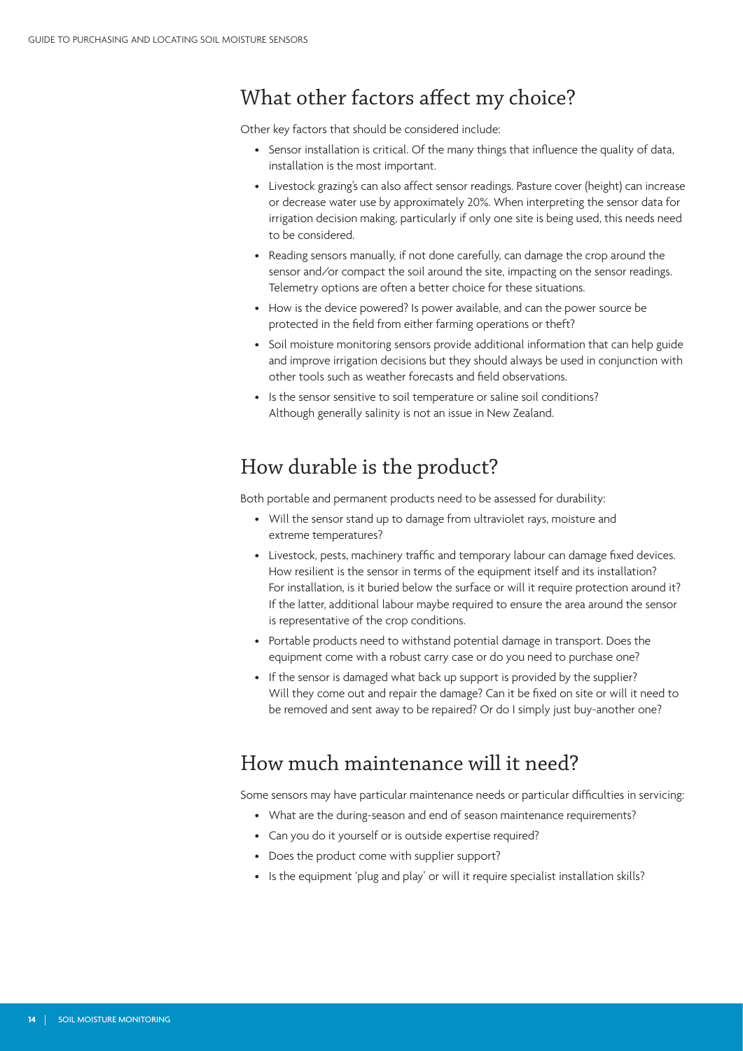## What other factors affect my choice?

Other key factors that should be considered include:

- Sensor installation is critical. Of the many things that influence the quality of data, installation is the most important.
- Livestock grazing's can also affect sensor readings. Pasture cover (height) can increase or decrease water use by approximately 20%. When interpreting the sensor data for irrigation decision making, particularly if only one site is being used, this needs need to be considered.
- Reading sensors manually, if not done carefully, can damage the crop around the sensor and/or compact the soil around the site, impacting on the sensor readings. Telemetry options are often a better choice for these situations.
- How is the device powered? Is power available, and can the power source be protected in the field from either farming operations or theft?
- Soil moisture monitoring sensors provide additional information that can help guide and improve irrigation decisions but they should always be used in conjunction with other tools such as weather forecasts and field observations.
- Is the sensor sensitive to soil temperature or saline soil conditions? Although generally salinity is not an issue in New Zealand.

## How durable is the product?

Both portable and permanent products need to be assessed for durability:

- Will the sensor stand up to damage from ultraviolet rays, moisture and extreme temperatures?
- Livestock, pests, machinery traffic and temporary labour can damage fixed devices. How resilient is the sensor in terms of the equipment itself and its installation? For installation, is it buried below the surface or will it require protection around it? If the latter, additional labour maybe required to ensure the area around the sensor is representative of the crop conditions.
- Portable products need to withstand potential damage in transport. Does the equipment come with a robust carry case or do you need to purchase one?
- If the sensor is damaged what back up support is provided by the supplier? Will they come out and repair the damage? Can it be fixed on site or will it need to be removed and sent away to be repaired? Or do I simply just buy-another one?

## How much maintenance will it need?

Some sensors may have particular maintenance needs or particular difficulties in servicing:

- What are the during-season and end of season maintenance requirements?
- Can you do it yourself or is outside expertise required?
- Does the product come with supplier support?
- Is the equipment 'plug and play' or will it require specialist installation skills?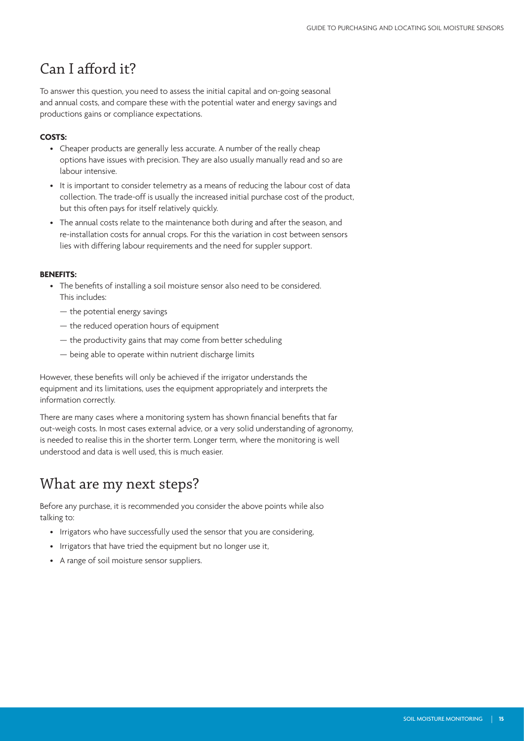## Can I afford it?

To answer this question, you need to assess the initial capital and on-going seasonal and annual costs, and compare these with the potential water and energy savings and productions gains or compliance expectations.

**COSTS:**

- Cheaper products are generally less accurate. A number of the really cheap options have issues with precision. They are also usually manually read and so are labour intensive.
- It is important to consider telemetry as a means of reducing the labour cost of data collection. The trade-off is usually the increased initial purchase cost of the product, but this often pays for itself relatively quickly.
- The annual costs relate to the maintenance both during and after the season, and re-installation costs for annual crops. For this the variation in cost between sensors lies with differing labour requirements and the need for suppler support.

**BENEFITS:**

- The benefits of installing a soil moisture sensor also need to be considered. This includes:
  - the potential energy savings
  - the reduced operation hours of equipment
  - the productivity gains that may come from better scheduling
  - being able to operate within nutrient discharge limits

However, these benefits will only be achieved if the irrigator understands the equipment and its limitations, uses the equipment appropriately and interprets the information correctly.

There are many cases where a monitoring system has shown financial benefits that far out-weigh costs. In most cases external advice, or a very solid understanding of agronomy, is needed to realise this in the shorter term. Longer term, where the monitoring is well understood and data is well used, this is much easier.

## What are my next steps?

Before any purchase, it is recommended you consider the above points while also talking to:

- Irrigators who have successfully used the sensor that you are considering,
- Irrigators that have tried the equipment but no longer use it,
- A range of soil moisture sensor suppliers.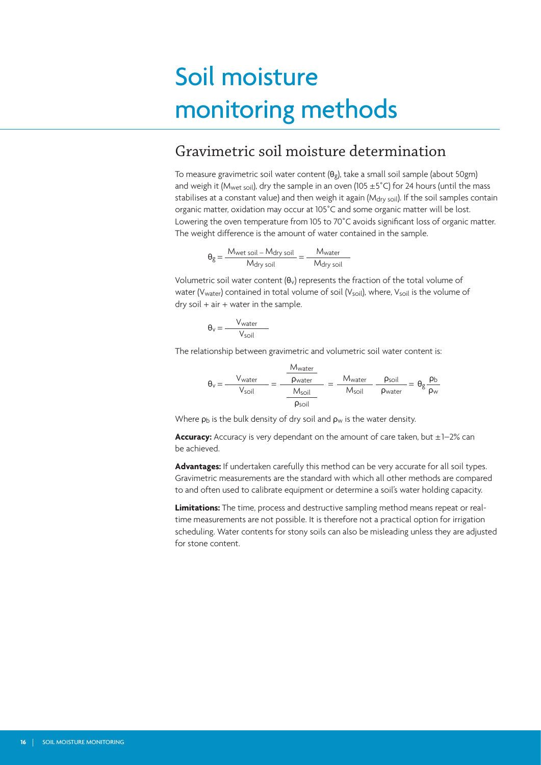# Soil moisture monitoring methods

## Gravimetric soil moisture determination

To measure gravimetric soil water content ($\theta_g$), take a small soil sample (about 50gm) and weigh it ($M_{wet\ soil}$), dry the sample in an oven (105 ±5°C) for 24 hours (until the mass stabilises at a constant value) and then weigh it again ($M_{dry\ soil}$). If the soil samples contain organic matter, oxidation may occur at 105°C and some organic matter will be lost. Lowering the oven temperature from 105 to 70°C avoids significant loss of organic matter. The weight difference is the amount of water contained in the sample.

$$\theta_g = \frac{M_{wet\ soil} - M_{dry\ soil}}{M_{dry\ soil}} = \frac{M_{water}}{M_{dry\ soil}}$$

Volumetric soil water content ($\theta_v$) represents the fraction of the total volume of water ($V_{water}$) contained in total volume of soil ($V_{soil}$), where, $V_{soil}$ is the volume of dry soil + air + water in the sample.

$$\theta_v = \frac{V_{water}}{V_{soil}}$$

The relationship between gravimetric and volumetric soil water content is:

$$\theta_v = \frac{V_{water}}{V_{soil}} = \frac{\dfrac{M_{water}}{\rho_{water}}}{\dfrac{M_{soil}}{\rho_{soil}}} = \frac{M_{water}}{M_{soil}} \ \frac{\rho_{soil}}{\rho_{water}} = \theta_g \frac{\rho_b}{\rho_w}$$

Where $\rho_b$ is the bulk density of dry soil and $\rho_w$ is the water density.

**Accuracy:** Accuracy is very dependant on the amount of care taken, but ±1–2% can be achieved.

**Advantages:** If undertaken carefully this method can be very accurate for all soil types. Gravimetric measurements are the standard with which all other methods are compared to and often used to calibrate equipment or determine a soil's water holding capacity.

**Limitations:** The time, process and destructive sampling method means repeat or real-time measurements are not possible. It is therefore not a practical option for irrigation scheduling. Water contents for stony soils can also be misleading unless they are adjusted for stone content.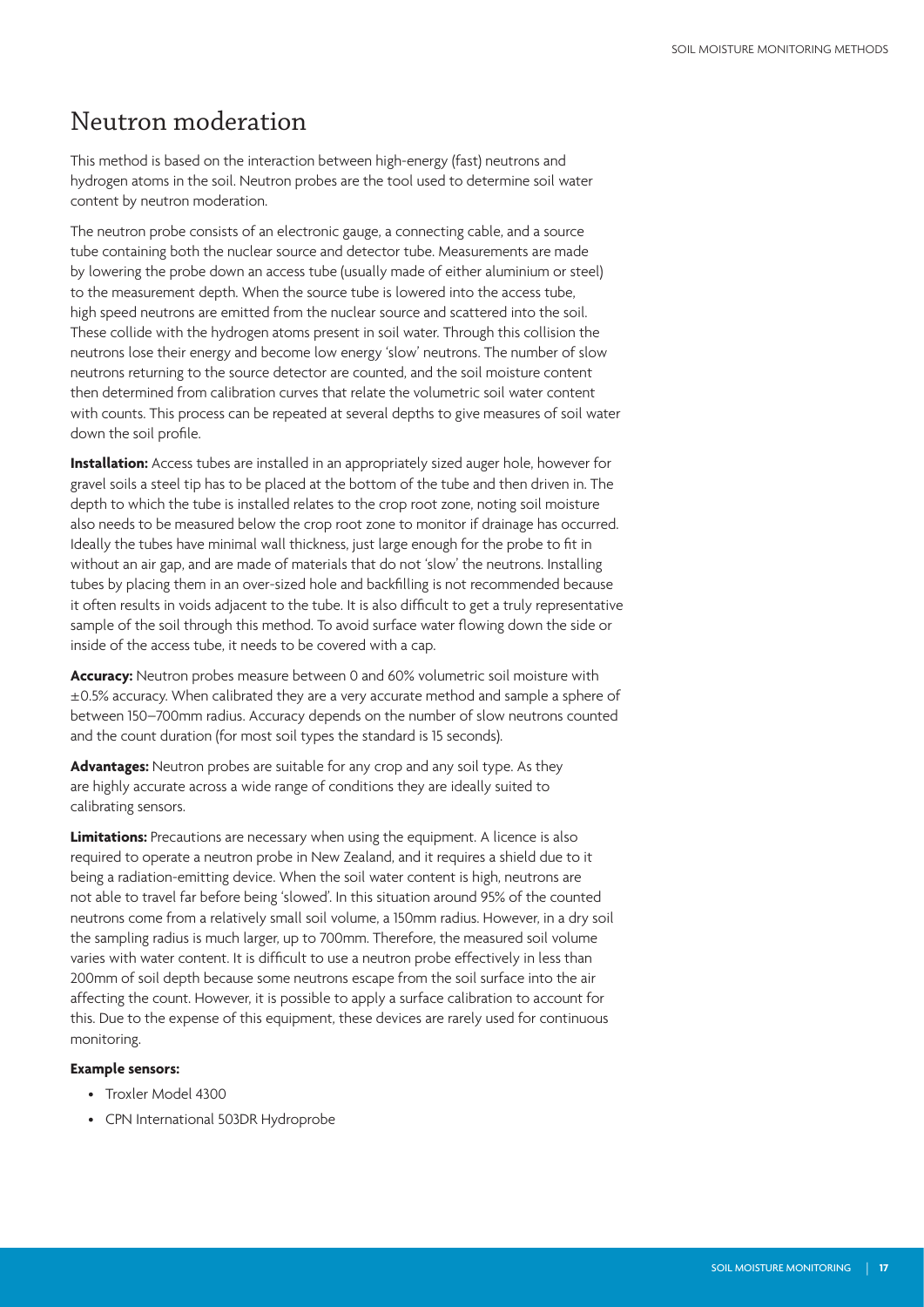# Neutron moderation

This method is based on the interaction between high-energy (fast) neutrons and hydrogen atoms in the soil. Neutron probes are the tool used to determine soil water content by neutron moderation.

The neutron probe consists of an electronic gauge, a connecting cable, and a source tube containing both the nuclear source and detector tube. Measurements are made by lowering the probe down an access tube (usually made of either aluminium or steel) to the measurement depth. When the source tube is lowered into the access tube, high speed neutrons are emitted from the nuclear source and scattered into the soil. These collide with the hydrogen atoms present in soil water. Through this collision the neutrons lose their energy and become low energy 'slow' neutrons. The number of slow neutrons returning to the source detector are counted, and the soil moisture content then determined from calibration curves that relate the volumetric soil water content with counts. This process can be repeated at several depths to give measures of soil water down the soil profile.

**Installation:** Access tubes are installed in an appropriately sized auger hole, however for gravel soils a steel tip has to be placed at the bottom of the tube and then driven in. The depth to which the tube is installed relates to the crop root zone, noting soil moisture also needs to be measured below the crop root zone to monitor if drainage has occurred. Ideally the tubes have minimal wall thickness, just large enough for the probe to fit in without an air gap, and are made of materials that do not 'slow' the neutrons. Installing tubes by placing them in an over-sized hole and backfilling is not recommended because it often results in voids adjacent to the tube. It is also difficult to get a truly representative sample of the soil through this method. To avoid surface water flowing down the side or inside of the access tube, it needs to be covered with a cap.

**Accuracy:** Neutron probes measure between 0 and 60% volumetric soil moisture with ±0.5% accuracy. When calibrated they are a very accurate method and sample a sphere of between 150–700mm radius. Accuracy depends on the number of slow neutrons counted and the count duration (for most soil types the standard is 15 seconds).

**Advantages:** Neutron probes are suitable for any crop and any soil type. As they are highly accurate across a wide range of conditions they are ideally suited to calibrating sensors.

**Limitations:** Precautions are necessary when using the equipment. A licence is also required to operate a neutron probe in New Zealand, and it requires a shield due to it being a radiation-emitting device. When the soil water content is high, neutrons are not able to travel far before being 'slowed'. In this situation around 95% of the counted neutrons come from a relatively small soil volume, a 150mm radius. However, in a dry soil the sampling radius is much larger, up to 700mm. Therefore, the measured soil volume varies with water content. It is difficult to use a neutron probe effectively in less than 200mm of soil depth because some neutrons escape from the soil surface into the air affecting the count. However, it is possible to apply a surface calibration to account for this. Due to the expense of this equipment, these devices are rarely used for continuous monitoring.

**Example sensors:**

- Troxler Model 4300
- CPN International 503DR Hydroprobe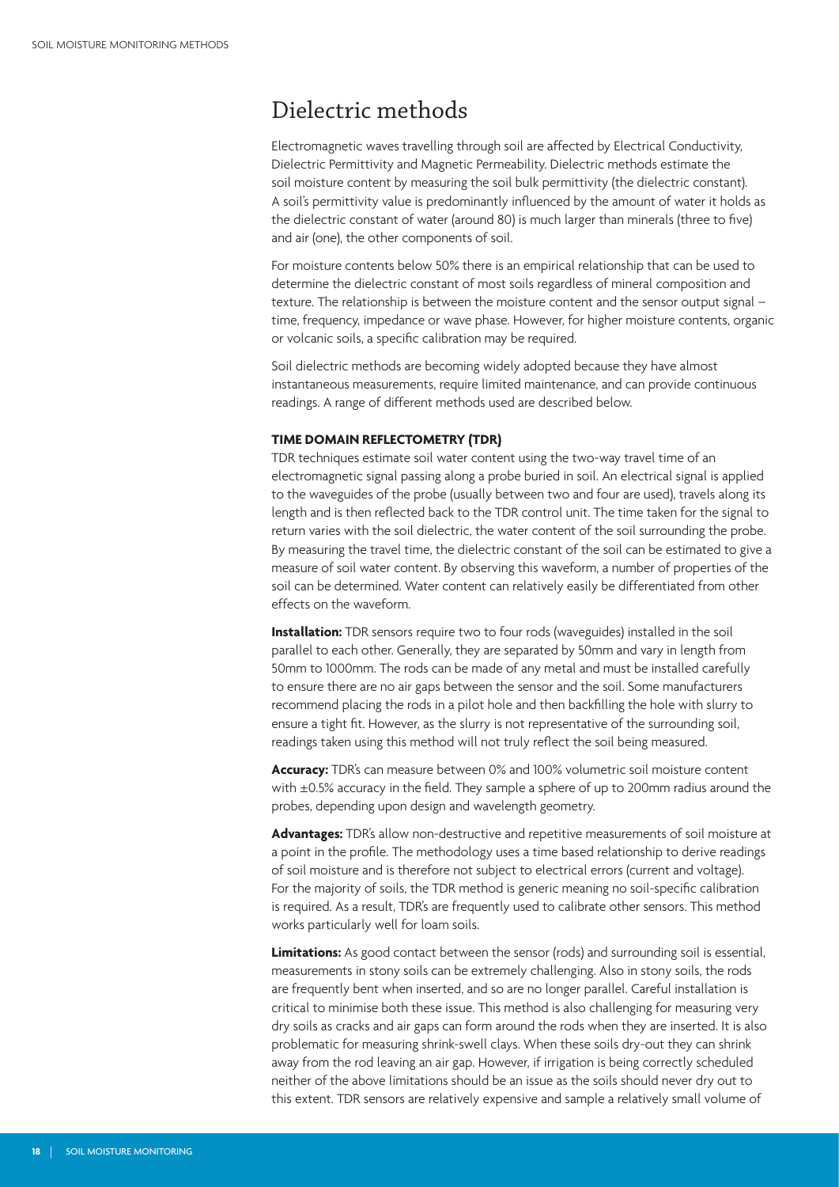# Dielectric methods

Electromagnetic waves travelling through soil are affected by Electrical Conductivity, Dielectric Permittivity and Magnetic Permeability. Dielectric methods estimate the soil moisture content by measuring the soil bulk permittivity (the dielectric constant). A soil's permittivity value is predominantly influenced by the amount of water it holds as the dielectric constant of water (around 80) is much larger than minerals (three to five) and air (one), the other components of soil.

For moisture contents below 50% there is an empirical relationship that can be used to determine the dielectric constant of most soils regardless of mineral composition and texture. The relationship is between the moisture content and the sensor output signal – time, frequency, impedance or wave phase. However, for higher moisture contents, organic or volcanic soils, a specific calibration may be required.

Soil dielectric methods are becoming widely adopted because they have almost instantaneous measurements, require limited maintenance, and can provide continuous readings. A range of different methods used are described below.

### TIME DOMAIN REFLECTOMETRY (TDR)

TDR techniques estimate soil water content using the two-way travel time of an electromagnetic signal passing along a probe buried in soil. An electrical signal is applied to the waveguides of the probe (usually between two and four are used), travels along its length and is then reflected back to the TDR control unit. The time taken for the signal to return varies with the soil dielectric, the water content of the soil surrounding the probe. By measuring the travel time, the dielectric constant of the soil can be estimated to give a measure of soil water content. By observing this waveform, a number of properties of the soil can be determined. Water content can relatively easily be differentiated from other effects on the waveform.

**Installation:** TDR sensors require two to four rods (waveguides) installed in the soil parallel to each other. Generally, they are separated by 50mm and vary in length from 50mm to 1000mm. The rods can be made of any metal and must be installed carefully to ensure there are no air gaps between the sensor and the soil. Some manufacturers recommend placing the rods in a pilot hole and then backfilling the hole with slurry to ensure a tight fit. However, as the slurry is not representative of the surrounding soil, readings taken using this method will not truly reflect the soil being measured.

**Accuracy:** TDR's can measure between 0% and 100% volumetric soil moisture content with ±0.5% accuracy in the field. They sample a sphere of up to 200mm radius around the probes, depending upon design and wavelength geometry.

**Advantages:** TDR's allow non-destructive and repetitive measurements of soil moisture at a point in the profile. The methodology uses a time based relationship to derive readings of soil moisture and is therefore not subject to electrical errors (current and voltage). For the majority of soils, the TDR method is generic meaning no soil-specific calibration is required. As a result, TDR's are frequently used to calibrate other sensors. This method works particularly well for loam soils.

**Limitations:** As good contact between the sensor (rods) and surrounding soil is essential, measurements in stony soils can be extremely challenging. Also in stony soils, the rods are frequently bent when inserted, and so are no longer parallel. Careful installation is critical to minimise both these issue. This method is also challenging for measuring very dry soils as cracks and air gaps can form around the rods when they are inserted. It is also problematic for measuring shrink-swell clays. When these soils dry-out they can shrink away from the rod leaving an air gap. However, if irrigation is being correctly scheduled neither of the above limitations should be an issue as the soils should never dry out to this extent. TDR sensors are relatively expensive and sample a relatively small volume of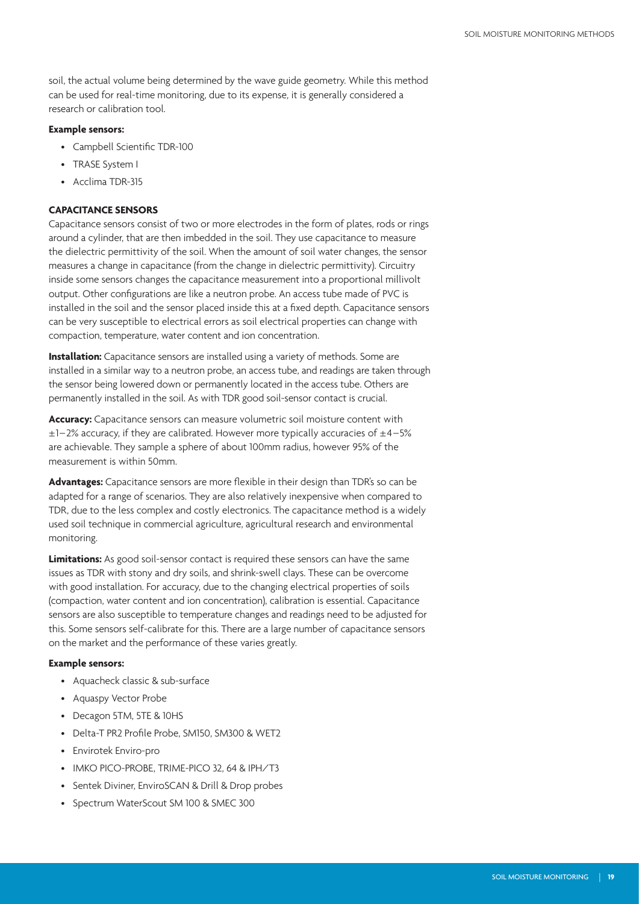soil, the actual volume being determined by the wave guide geometry. While this method can be used for real-time monitoring, due to its expense, it is generally considered a research or calibration tool.

**Example sensors:**

- Campbell Scientific TDR-100
- TRASE System I
- Acclima TDR-315

### CAPACITANCE SENSORS

Capacitance sensors consist of two or more electrodes in the form of plates, rods or rings around a cylinder, that are then imbedded in the soil. They use capacitance to measure the dielectric permittivity of the soil. When the amount of soil water changes, the sensor measures a change in capacitance (from the change in dielectric permittivity). Circuitry inside some sensors changes the capacitance measurement into a proportional millivolt output. Other configurations are like a neutron probe. An access tube made of PVC is installed in the soil and the sensor placed inside this at a fixed depth. Capacitance sensors can be very susceptible to electrical errors as soil electrical properties can change with compaction, temperature, water content and ion concentration.

**Installation:** Capacitance sensors are installed using a variety of methods. Some are installed in a similar way to a neutron probe, an access tube, and readings are taken through the sensor being lowered down or permanently located in the access tube. Others are permanently installed in the soil. As with TDR good soil-sensor contact is crucial.

**Accuracy:** Capacitance sensors can measure volumetric soil moisture content with ±1–2% accuracy, if they are calibrated. However more typically accuracies of ±4–5% are achievable. They sample a sphere of about 100mm radius, however 95% of the measurement is within 50mm.

**Advantages:** Capacitance sensors are more flexible in their design than TDR's so can be adapted for a range of scenarios. They are also relatively inexpensive when compared to TDR, due to the less complex and costly electronics. The capacitance method is a widely used soil technique in commercial agriculture, agricultural research and environmental monitoring.

**Limitations:** As good soil-sensor contact is required these sensors can have the same issues as TDR with stony and dry soils, and shrink-swell clays. These can be overcome with good installation. For accuracy, due to the changing electrical properties of soils (compaction, water content and ion concentration), calibration is essential. Capacitance sensors are also susceptible to temperature changes and readings need to be adjusted for this. Some sensors self-calibrate for this. There are a large number of capacitance sensors on the market and the performance of these varies greatly.

**Example sensors:**

- Aquacheck classic & sub-surface
- Aquaspy Vector Probe
- Decagon 5TM, 5TE & 10HS
- Delta-T PR2 Profile Probe, SM150, SM300 & WET2
- Envirotek Enviro-pro
- IMKO PICO-PROBE, TRIME-PICO 32, 64 & IPH/T3
- Sentek Diviner, EnviroSCAN & Drill & Drop probes
- Spectrum WaterScout SM 100 & SMEC 300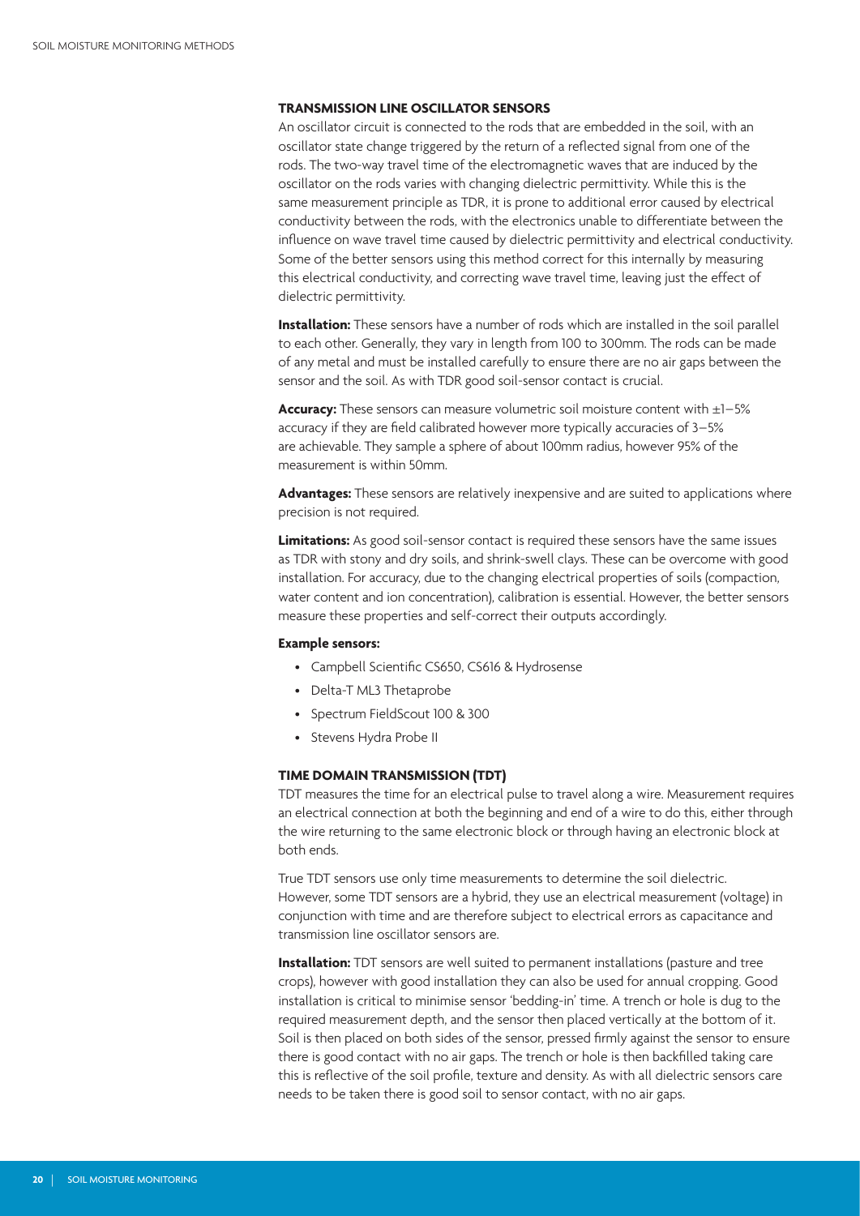### TRANSMISSION LINE OSCILLATOR SENSORS

An oscillator circuit is connected to the rods that are embedded in the soil, with an oscillator state change triggered by the return of a reflected signal from one of the rods. The two-way travel time of the electromagnetic waves that are induced by the oscillator on the rods varies with changing dielectric permittivity. While this is the same measurement principle as TDR, it is prone to additional error caused by electrical conductivity between the rods, with the electronics unable to differentiate between the influence on wave travel time caused by dielectric permittivity and electrical conductivity. Some of the better sensors using this method correct for this internally by measuring this electrical conductivity, and correcting wave travel time, leaving just the effect of dielectric permittivity.

**Installation:** These sensors have a number of rods which are installed in the soil parallel to each other. Generally, they vary in length from 100 to 300mm. The rods can be made of any metal and must be installed carefully to ensure there are no air gaps between the sensor and the soil. As with TDR good soil-sensor contact is crucial.

**Accuracy:** These sensors can measure volumetric soil moisture content with ±1–5% accuracy if they are field calibrated however more typically accuracies of 3–5% are achievable. They sample a sphere of about 100mm radius, however 95% of the measurement is within 50mm.

**Advantages:** These sensors are relatively inexpensive and are suited to applications where precision is not required.

**Limitations:** As good soil-sensor contact is required these sensors have the same issues as TDR with stony and dry soils, and shrink-swell clays. These can be overcome with good installation. For accuracy, due to the changing electrical properties of soils (compaction, water content and ion concentration), calibration is essential. However, the better sensors measure these properties and self-correct their outputs accordingly.

**Example sensors:**

- Campbell Scientific CS650, CS616 & Hydrosense
- Delta-T ML3 Thetaprobe
- Spectrum FieldScout 100 & 300
- Stevens Hydra Probe II

### TIME DOMAIN TRANSMISSION (TDT)

TDT measures the time for an electrical pulse to travel along a wire. Measurement requires an electrical connection at both the beginning and end of a wire to do this, either through the wire returning to the same electronic block or through having an electronic block at both ends.

True TDT sensors use only time measurements to determine the soil dielectric. However, some TDT sensors are a hybrid, they use an electrical measurement (voltage) in conjunction with time and are therefore subject to electrical errors as capacitance and transmission line oscillator sensors are.

**Installation:** TDT sensors are well suited to permanent installations (pasture and tree crops), however with good installation they can also be used for annual cropping. Good installation is critical to minimise sensor 'bedding-in' time. A trench or hole is dug to the required measurement depth, and the sensor then placed vertically at the bottom of it. Soil is then placed on both sides of the sensor, pressed firmly against the sensor to ensure there is good contact with no air gaps. The trench or hole is then backfilled taking care this is reflective of the soil profile, texture and density. As with all dielectric sensors care needs to be taken there is good soil to sensor contact, with no air gaps.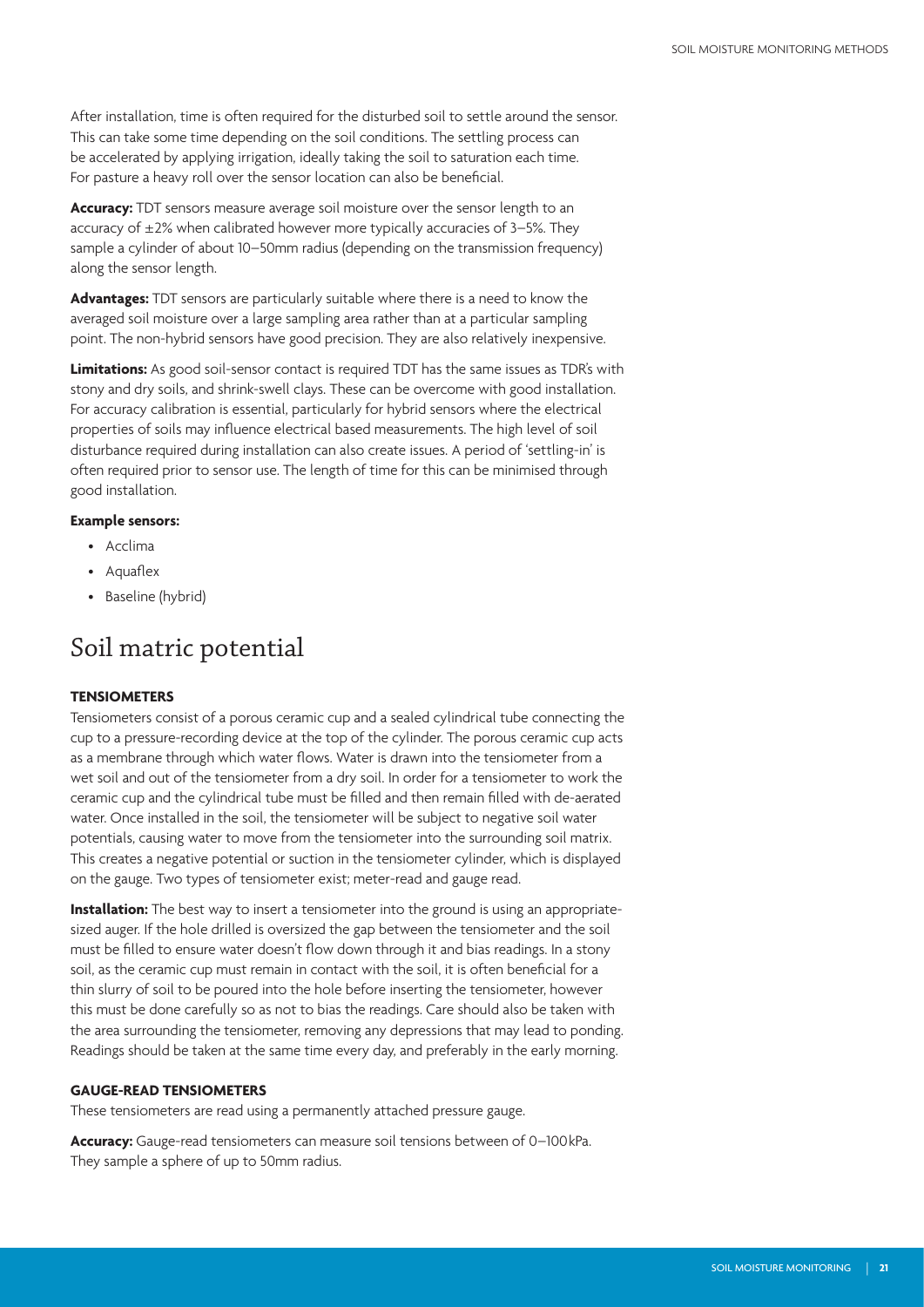After installation, time is often required for the disturbed soil to settle around the sensor. This can take some time depending on the soil conditions. The settling process can be accelerated by applying irrigation, ideally taking the soil to saturation each time. For pasture a heavy roll over the sensor location can also be beneficial.

**Accuracy:** TDT sensors measure average soil moisture over the sensor length to an accuracy of ±2% when calibrated however more typically accuracies of 3–5%. They sample a cylinder of about 10–50mm radius (depending on the transmission frequency) along the sensor length.

**Advantages:** TDT sensors are particularly suitable where there is a need to know the averaged soil moisture over a large sampling area rather than at a particular sampling point. The non-hybrid sensors have good precision. They are also relatively inexpensive.

**Limitations:** As good soil-sensor contact is required TDT has the same issues as TDR's with stony and dry soils, and shrink-swell clays. These can be overcome with good installation. For accuracy calibration is essential, particularly for hybrid sensors where the electrical properties of soils may influence electrical based measurements. The high level of soil disturbance required during installation can also create issues. A period of 'settling-in' is often required prior to sensor use. The length of time for this can be minimised through good installation.

**Example sensors:**

- Acclima
- Aquaflex
- Baseline (hybrid)

# Soil matric potential

### TENSIOMETERS

Tensiometers consist of a porous ceramic cup and a sealed cylindrical tube connecting the cup to a pressure-recording device at the top of the cylinder. The porous ceramic cup acts as a membrane through which water flows. Water is drawn into the tensiometer from a wet soil and out of the tensiometer from a dry soil. In order for a tensiometer to work the ceramic cup and the cylindrical tube must be filled and then remain filled with de-aerated water. Once installed in the soil, the tensiometer will be subject to negative soil water potentials, causing water to move from the tensiometer into the surrounding soil matrix. This creates a negative potential or suction in the tensiometer cylinder, which is displayed on the gauge. Two types of tensiometer exist; meter-read and gauge read.

**Installation:** The best way to insert a tensiometer into the ground is using an appropriate-sized auger. If the hole drilled is oversized the gap between the tensiometer and the soil must be filled to ensure water doesn't flow down through it and bias readings. In a stony soil, as the ceramic cup must remain in contact with the soil, it is often beneficial for a thin slurry of soil to be poured into the hole before inserting the tensiometer, however this must be done carefully so as not to bias the readings. Care should also be taken with the area surrounding the tensiometer, removing any depressions that may lead to ponding. Readings should be taken at the same time every day, and preferably in the early morning.

### GAUGE-READ TENSIOMETERS

These tensiometers are read using a permanently attached pressure gauge.

**Accuracy:** Gauge-read tensiometers can measure soil tensions between of 0–100 kPa. They sample a sphere of up to 50mm radius.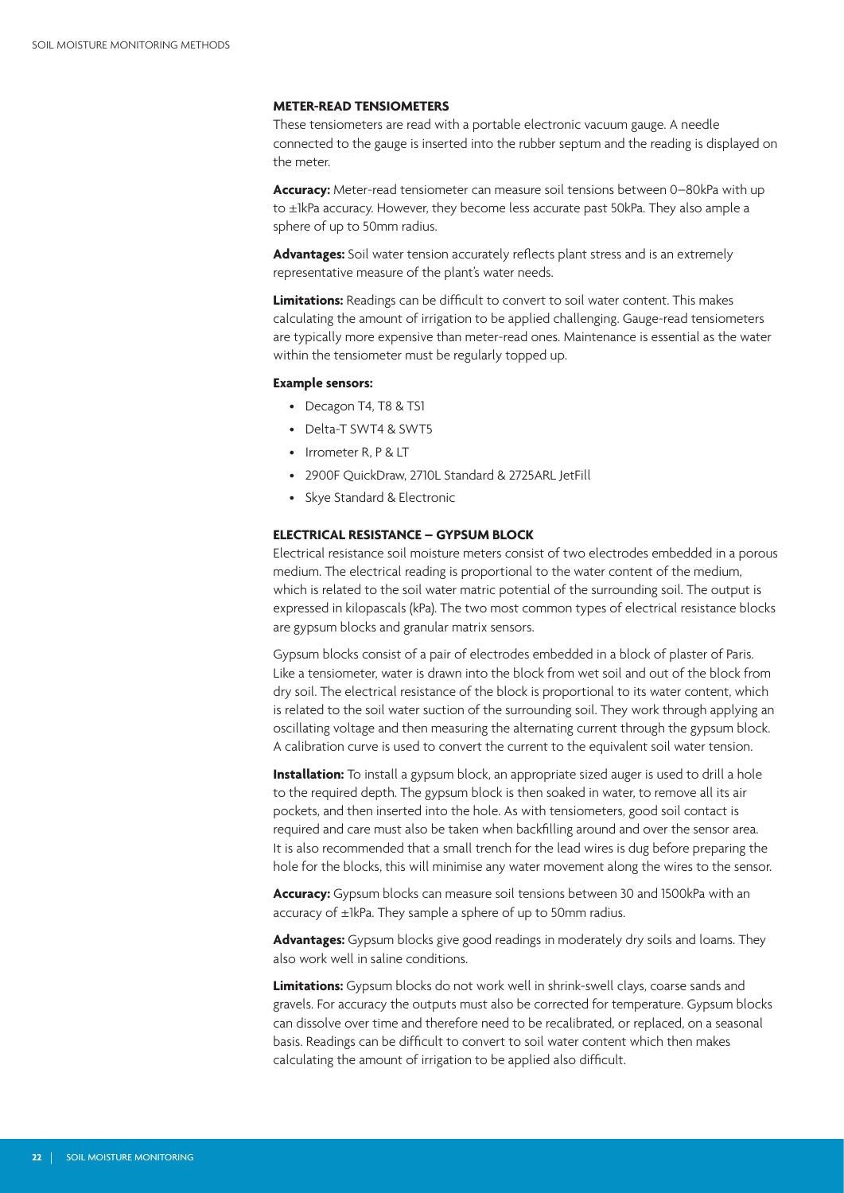### METER-READ TENSIOMETERS

These tensiometers are read with a portable electronic vacuum gauge. A needle connected to the gauge is inserted into the rubber septum and the reading is displayed on the meter.

**Accuracy:** Meter-read tensiometer can measure soil tensions between 0–80kPa with up to ±1kPa accuracy. However, they become less accurate past 50kPa. They also ample a sphere of up to 50mm radius.

**Advantages:** Soil water tension accurately reflects plant stress and is an extremely representative measure of the plant's water needs.

**Limitations:** Readings can be difficult to convert to soil water content. This makes calculating the amount of irrigation to be applied challenging. Gauge-read tensiometers are typically more expensive than meter-read ones. Maintenance is essential as the water within the tensiometer must be regularly topped up.

**Example sensors:**

- Decagon T4, T8 & TS1
- Delta-T SWT4 & SWT5
- Irrometer R, P & LT
- 2900F QuickDraw, 2710L Standard & 2725ARL JetFill
- Skye Standard & Electronic

### ELECTRICAL RESISTANCE – GYPSUM BLOCK

Electrical resistance soil moisture meters consist of two electrodes embedded in a porous medium. The electrical reading is proportional to the water content of the medium, which is related to the soil water matric potential of the surrounding soil. The output is expressed in kilopascals (kPa). The two most common types of electrical resistance blocks are gypsum blocks and granular matrix sensors.

Gypsum blocks consist of a pair of electrodes embedded in a block of plaster of Paris. Like a tensiometer, water is drawn into the block from wet soil and out of the block from dry soil. The electrical resistance of the block is proportional to its water content, which is related to the soil water suction of the surrounding soil. They work through applying an oscillating voltage and then measuring the alternating current through the gypsum block. A calibration curve is used to convert the current to the equivalent soil water tension.

**Installation:** To install a gypsum block, an appropriate sized auger is used to drill a hole to the required depth. The gypsum block is then soaked in water, to remove all its air pockets, and then inserted into the hole. As with tensiometers, good soil contact is required and care must also be taken when backfilling around and over the sensor area. It is also recommended that a small trench for the lead wires is dug before preparing the hole for the blocks, this will minimise any water movement along the wires to the sensor.

**Accuracy:** Gypsum blocks can measure soil tensions between 30 and 1500kPa with an accuracy of ±1kPa. They sample a sphere of up to 50mm radius.

**Advantages:** Gypsum blocks give good readings in moderately dry soils and loams. They also work well in saline conditions.

**Limitations:** Gypsum blocks do not work well in shrink-swell clays, coarse sands and gravels. For accuracy the outputs must also be corrected for temperature. Gypsum blocks can dissolve over time and therefore need to be recalibrated, or replaced, on a seasonal basis. Readings can be difficult to convert to soil water content which then makes calculating the amount of irrigation to be applied also difficult.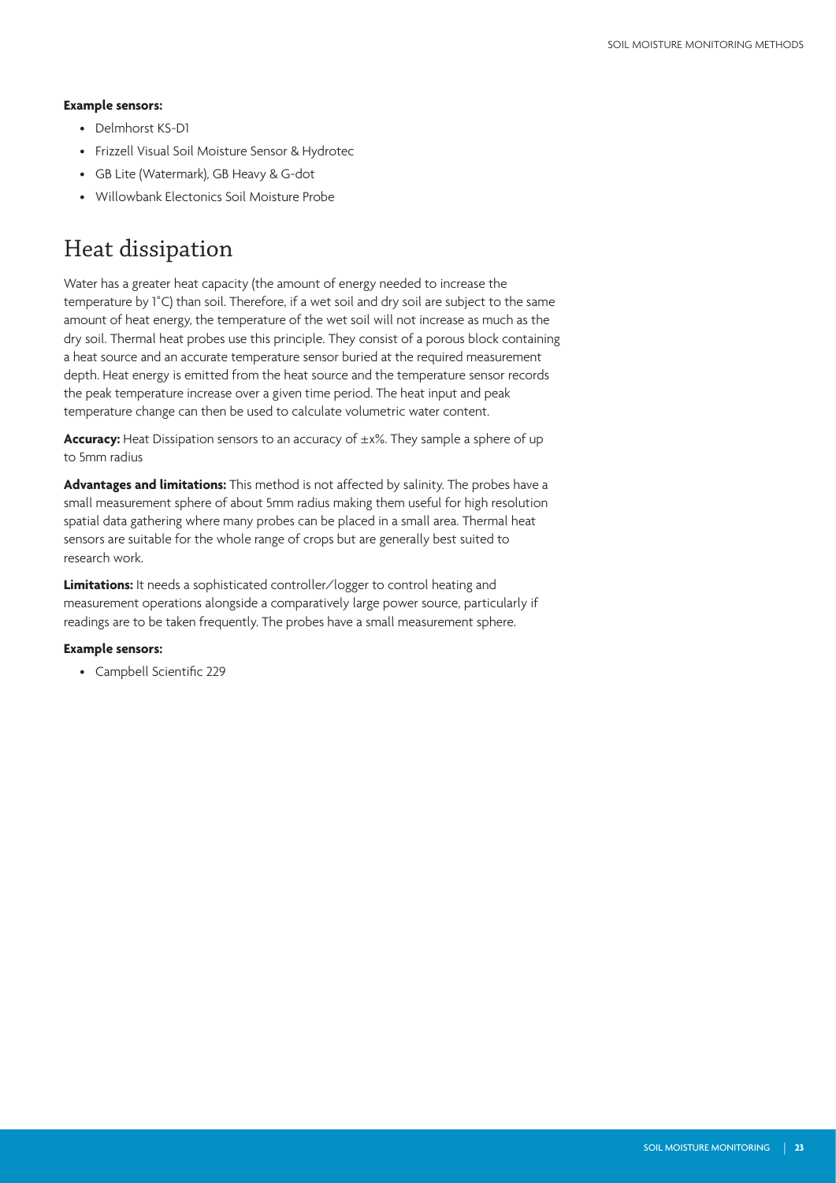**Example sensors:**

- Delmhorst KS-D1
- Frizzell Visual Soil Moisture Sensor & Hydrotec
- GB Lite (Watermark), GB Heavy & G-dot
- Willowbank Electonics Soil Moisture Probe

# Heat dissipation

Water has a greater heat capacity (the amount of energy needed to increase the temperature by 1°C) than soil. Therefore, if a wet soil and dry soil are subject to the same amount of heat energy, the temperature of the wet soil will not increase as much as the dry soil. Thermal heat probes use this principle. They consist of a porous block containing a heat source and an accurate temperature sensor buried at the required measurement depth. Heat energy is emitted from the heat source and the temperature sensor records the peak temperature increase over a given time period. The heat input and peak temperature change can then be used to calculate volumetric water content.

**Accuracy:** Heat Dissipation sensors to an accuracy of ±x%. They sample a sphere of up to 5mm radius

**Advantages and limitations:** This method is not affected by salinity. The probes have a small measurement sphere of about 5mm radius making them useful for high resolution spatial data gathering where many probes can be placed in a small area. Thermal heat sensors are suitable for the whole range of crops but are generally best suited to research work.

**Limitations:** It needs a sophisticated controller/logger to control heating and measurement operations alongside a comparatively large power source, particularly if readings are to be taken frequently. The probes have a small measurement sphere.

**Example sensors:**

- Campbell Scientific 229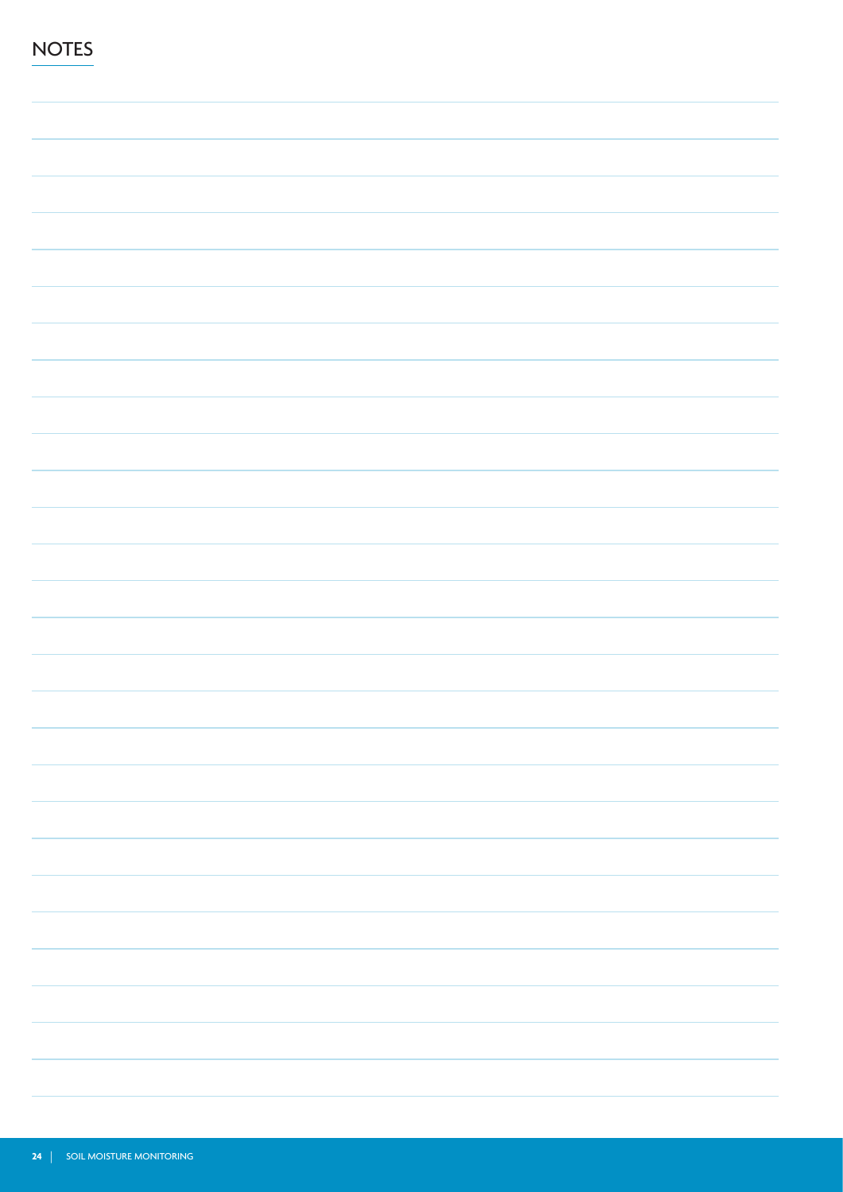# NOTES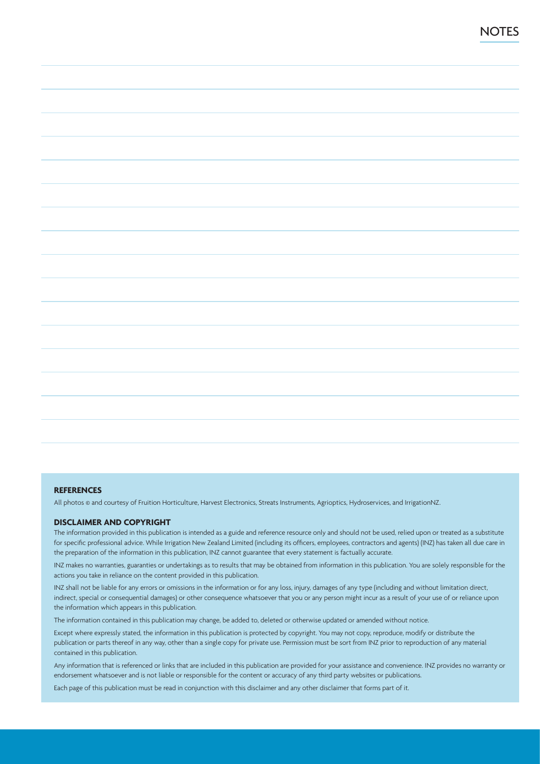# NOTES

## REFERENCES

All photos © and courtesy of Fruition Horticulture, Harvest Electronics, Streats Instruments, Agrioptics, Hydroservices, and IrrigationNZ.

## DISCLAIMER AND COPYRIGHT

The information provided in this publication is intended as a guide and reference resource only and should not be used, relied upon or treated as a substitute for specific professional advice. While Irrigation New Zealand Limited (including its officers, employees, contractors and agents) (INZ) has taken all due care in the preparation of the information in this publication, INZ cannot guarantee that every statement is factually accurate.

INZ makes no warranties, guaranties or undertakings as to results that may be obtained from information in this publication. You are solely responsible for the actions you take in reliance on the content provided in this publication.

INZ shall not be liable for any errors or omissions in the information or for any loss, injury, damages of any type (including and without limitation direct, indirect, special or consequential damages) or other consequence whatsoever that you or any person might incur as a result of your use of or reliance upon the information which appears in this publication.

The information contained in this publication may change, be added to, deleted or otherwise updated or amended without notice.

Except where expressly stated, the information in this publication is protected by copyright. You may not copy, reproduce, modify or distribute the publication or parts thereof in any way, other than a single copy for private use. Permission must be sort from INZ prior to reproduction of any material contained in this publication.

Any information that is referenced or links that are included in this publication are provided for your assistance and convenience. INZ provides no warranty or endorsement whatsoever and is not liable or responsible for the content or accuracy of any third party websites or publications.

Each page of this publication must be read in conjunction with this disclaimer and any other disclaimer that forms part of it.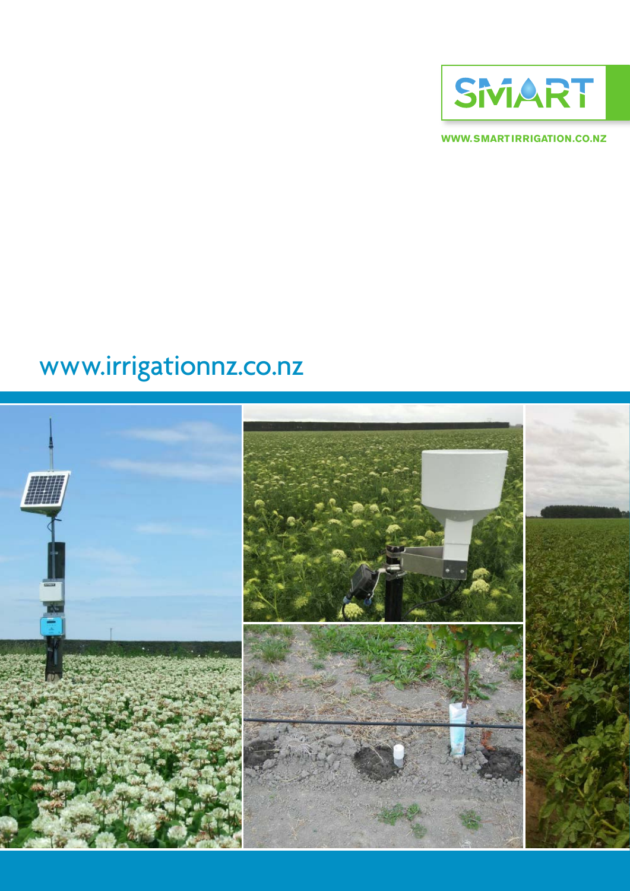SMART

WWW.SMARTIRRIGATION.CO.NZ

www.irrigationnz.co.nz